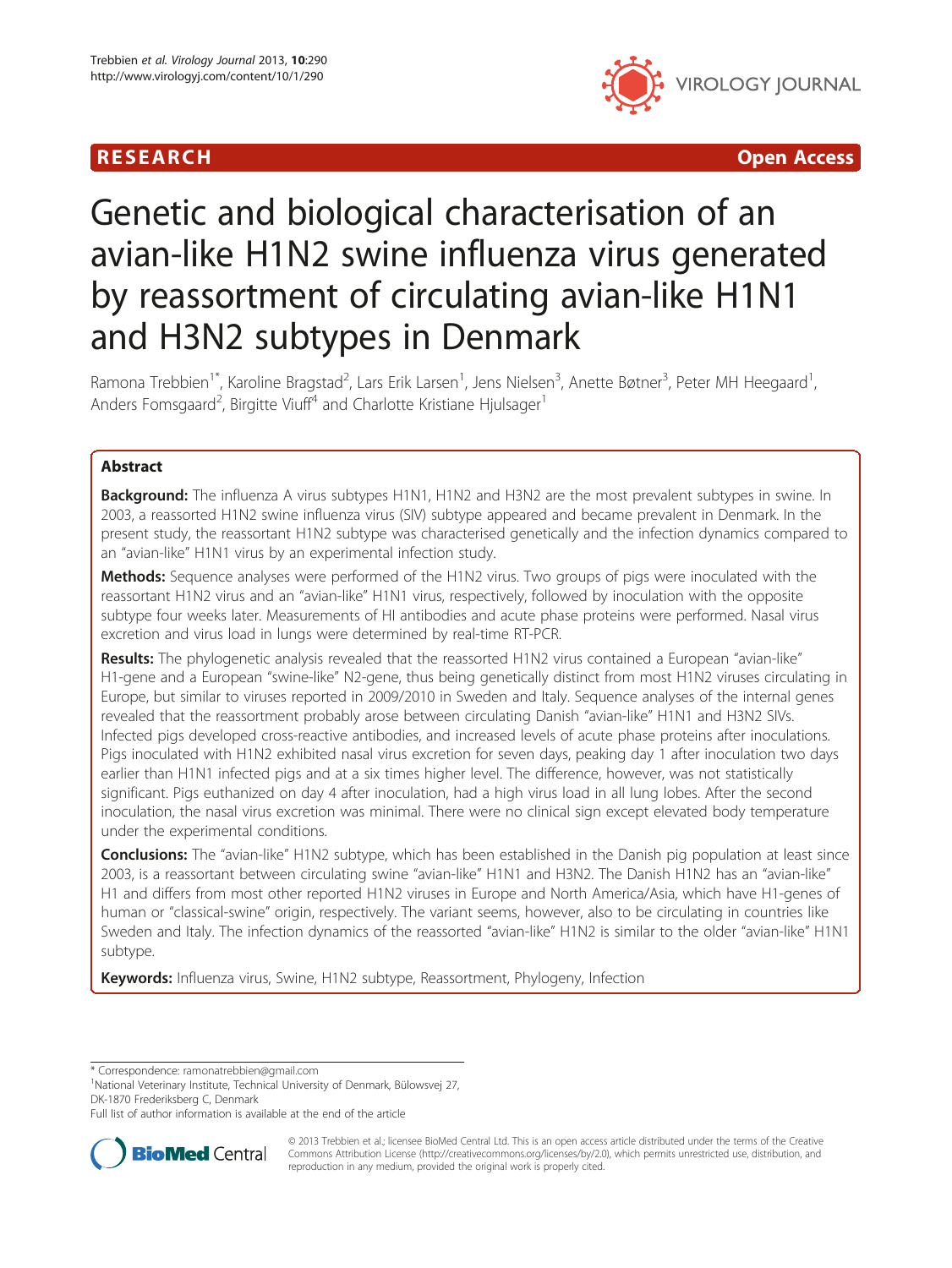RESEARCH

Open Access

# Genetic and biological characterisation of an avian-like H1N2 swine influenza virus generated by reassortment of circulating avian-like H1N1 and H3N2 subtypes in Denmark

Ramona Trebbien[1*], Karoline Bragstad[2], Lars Erik Larsen[1], Jens Nielsen[3], Anette Bøtner[3], Peter MH Heegaard[1], Anders Fomsgaard[2], Birgitte Viuff[4] and Charlotte Kristiane Hjulsager[1]

## Abstract

**Background:** The influenza A virus subtypes H1N1, H1N2 and H3N2 are the most prevalent subtypes in swine. In 2003, a reassorted H1N2 swine influenza virus (SIV) subtype appeared and became prevalent in Denmark. In the present study, the reassortant H1N2 subtype was characterised genetically and the infection dynamics compared to an "avian-like" H1N1 virus by an experimental infection study.

**Methods:** Sequence analyses were performed of the H1N2 virus. Two groups of pigs were inoculated with the reassortant H1N2 virus and an "avian-like" H1N1 virus, respectively, followed by inoculation with the opposite subtype four weeks later. Measurements of HI antibodies and acute phase proteins were performed. Nasal virus excretion and virus load in lungs were determined by real-time RT-PCR.

**Results:** The phylogenetic analysis revealed that the reassorted H1N2 virus contained a European "avian-like" H1-gene and a European "swine-like" N2-gene, thus being genetically distinct from most H1N2 viruses circulating in Europe, but similar to viruses reported in 2009/2010 in Sweden and Italy. Sequence analyses of the internal genes revealed that the reassortment probably arose between circulating Danish "avian-like" H1N1 and H3N2 SIVs. Infected pigs developed cross-reactive antibodies, and increased levels of acute phase proteins after inoculations. Pigs inoculated with H1N2 exhibited nasal virus excretion for seven days, peaking day 1 after inoculation two days earlier than H1N1 infected pigs and at a six times higher level. The difference, however, was not statistically significant. Pigs euthanized on day 4 after inoculation, had a high virus load in all lung lobes. After the second inoculation, the nasal virus excretion was minimal. There were no clinical sign except elevated body temperature under the experimental conditions.

**Conclusions:** The "avian-like" H1N2 subtype, which has been established in the Danish pig population at least since 2003, is a reassortant between circulating swine "avian-like" H1N1 and H3N2. The Danish H1N2 has an "avian-like" H1 and differs from most other reported H1N2 viruses in Europe and North America/Asia, which have H1-genes of human or "classical-swine" origin, respectively. The variant seems, however, also to be circulating in countries like Sweden and Italy. The infection dynamics of the reassorted "avian-like" H1N2 is similar to the older "avian-like" H1N1 subtype.

**Keywords:** Influenza virus, Swine, H1N2 subtype, Reassortment, Phylogeny, Infection

* Correspondence: ramonatrebbien@gmail.com
[1]National Veterinary Institute, Technical University of Denmark, Bülowsvej 27, DK-1870 Frederiksberg C, Denmark
Full list of author information is available at the end of the article

© 2013 Trebbien et al.; licensee BioMed Central Ltd. This is an open access article distributed under the terms of the Creative Commons Attribution License (http://creativecommons.org/licenses/by/2.0), which permits unrestricted use, distribution, and reproduction in any medium, provided the original work is properly cited.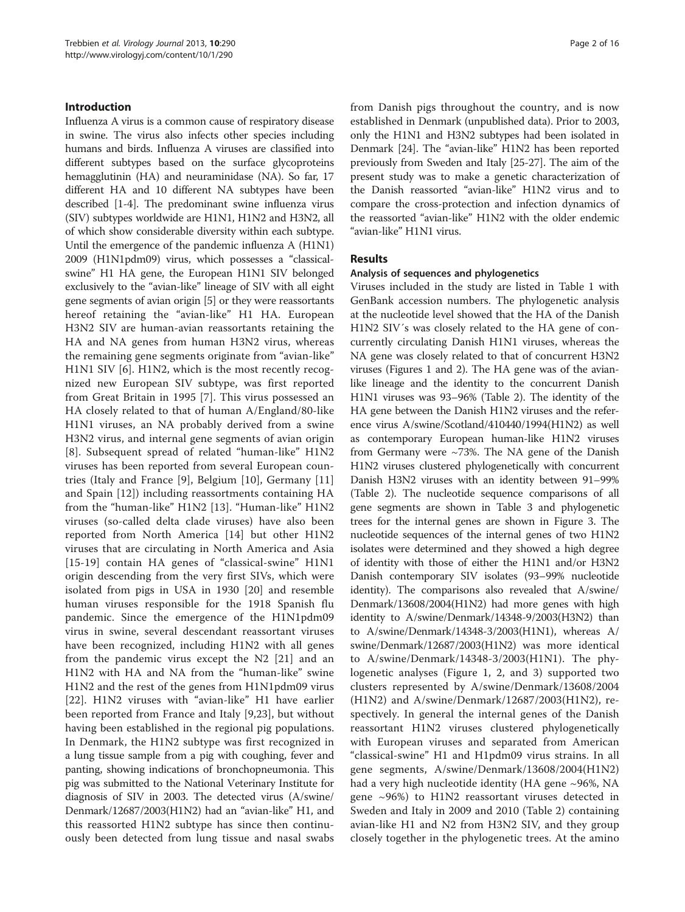## Introduction

Influenza A virus is a common cause of respiratory disease in swine. The virus also infects other species including humans and birds. Influenza A viruses are classified into different subtypes based on the surface glycoproteins hemagglutinin (HA) and neuraminidase (NA). So far, 17 different HA and 10 different NA subtypes have been described [1-4]. The predominant swine influenza virus (SIV) subtypes worldwide are H1N1, H1N2 and H3N2, all of which show considerable diversity within each subtype. Until the emergence of the pandemic influenza A (H1N1) 2009 (H1N1pdm09) virus, which possesses a "classical-swine" H1 HA gene, the European H1N1 SIV belonged exclusively to the "avian-like" lineage of SIV with all eight gene segments of avian origin [5] or they were reassortants hereof retaining the "avian-like" H1 HA. European H3N2 SIV are human-avian reassortants retaining the HA and NA genes from human H3N2 virus, whereas the remaining gene segments originate from "avian-like" H1N1 SIV [6]. H1N2, which is the most recently recognized new European SIV subtype, was first reported from Great Britain in 1995 [7]. This virus possessed an HA closely related to that of human A/England/80-like H1N1 viruses, an NA probably derived from a swine H3N2 virus, and internal gene segments of avian origin [8]. Subsequent spread of related "human-like" H1N2 viruses has been reported from several European countries (Italy and France [9], Belgium [10], Germany [11] and Spain [12]) including reassortments containing HA from the "human-like" H1N2 [13]. "Human-like" H1N2 viruses (so-called delta clade viruses) have also been reported from North America [14] but other H1N2 viruses that are circulating in North America and Asia [15-19] contain HA genes of "classical-swine" H1N1 origin descending from the very first SIVs, which were isolated from pigs in USA in 1930 [20] and resemble human viruses responsible for the 1918 Spanish flu pandemic. Since the emergence of the H1N1pdm09 virus in swine, several descendant reassortant viruses have been recognized, including H1N2 with all genes from the pandemic virus except the N2 [21] and an H1N2 with HA and NA from the "human-like" swine H1N2 and the rest of the genes from H1N1pdm09 virus [22]. H1N2 viruses with "avian-like" H1 have earlier been reported from France and Italy [9,23], but without having been established in the regional pig populations. In Denmark, the H1N2 subtype was first recognized in a lung tissue sample from a pig with coughing, fever and panting, showing indications of bronchopneumonia. This pig was submitted to the National Veterinary Institute for diagnosis of SIV in 2003. The detected virus (A/swine/Denmark/12687/2003(H1N2) had an "avian-like" H1, and this reassorted H1N2 subtype has since then continuously been detected from lung tissue and nasal swabs from Danish pigs throughout the country, and is now established in Denmark (unpublished data). Prior to 2003, only the H1N1 and H3N2 subtypes had been isolated in Denmark [24]. The "avian-like" H1N2 has been reported previously from Sweden and Italy [25-27]. The aim of the present study was to make a genetic characterization of the Danish reassorted "avian-like" H1N2 virus and to compare the cross-protection and infection dynamics of the reassorted "avian-like" H1N2 with the older endemic "avian-like" H1N1 virus.

## Results

### Analysis of sequences and phylogenetics

Viruses included in the study are listed in Table 1 with GenBank accession numbers. The phylogenetic analysis at the nucleotide level showed that the HA of the Danish H1N2 SIV´s was closely related to the HA gene of concurrently circulating Danish H1N1 viruses, whereas the NA gene was closely related to that of concurrent H3N2 viruses (Figures 1 and 2). The HA gene was of the avian-like lineage and the identity to the concurrent Danish H1N1 viruses was 93–96% (Table 2). The identity of the HA gene between the Danish H1N2 viruses and the reference virus A/swine/Scotland/410440/1994(H1N2) as well as contemporary European human-like H1N2 viruses from Germany were ~73%. The NA gene of the Danish H1N2 viruses clustered phylogenetically with concurrent Danish H3N2 viruses with an identity between 91–99% (Table 2). The nucleotide sequence comparisons of all gene segments are shown in Table 3 and phylogenetic trees for the internal genes are shown in Figure 3. The nucleotide sequences of the internal genes of two H1N2 isolates were determined and they showed a high degree of identity with those of either the H1N1 and/or H3N2 Danish contemporary SIV isolates (93–99% nucleotide identity). The comparisons also revealed that A/swine/Denmark/13608/2004(H1N2) had more genes with high identity to A/swine/Denmark/14348-9/2003(H3N2) than to A/swine/Denmark/14348-3/2003(H1N1), whereas A/swine/Denmark/12687/2003(H1N2) was more identical to A/swine/Denmark/14348-3/2003(H1N1). The phylogenetic analyses (Figure 1, 2, and 3) supported two clusters represented by A/swine/Denmark/13608/2004(H1N2) and A/swine/Denmark/12687/2003(H1N2), respectively. In general the internal genes of the Danish reassortant H1N2 viruses clustered phylogenetically with European viruses and separated from American "classical-swine" H1 and H1pdm09 virus strains. In all gene segments, A/swine/Denmark/13608/2004(H1N2) had a very high nucleotide identity (HA gene ~96%, NA gene ~96%) to H1N2 reassortant viruses detected in Sweden and Italy in 2009 and 2010 (Table 2) containing avian-like H1 and N2 from H3N2 SIV, and they group closely together in the phylogenetic trees. At the amino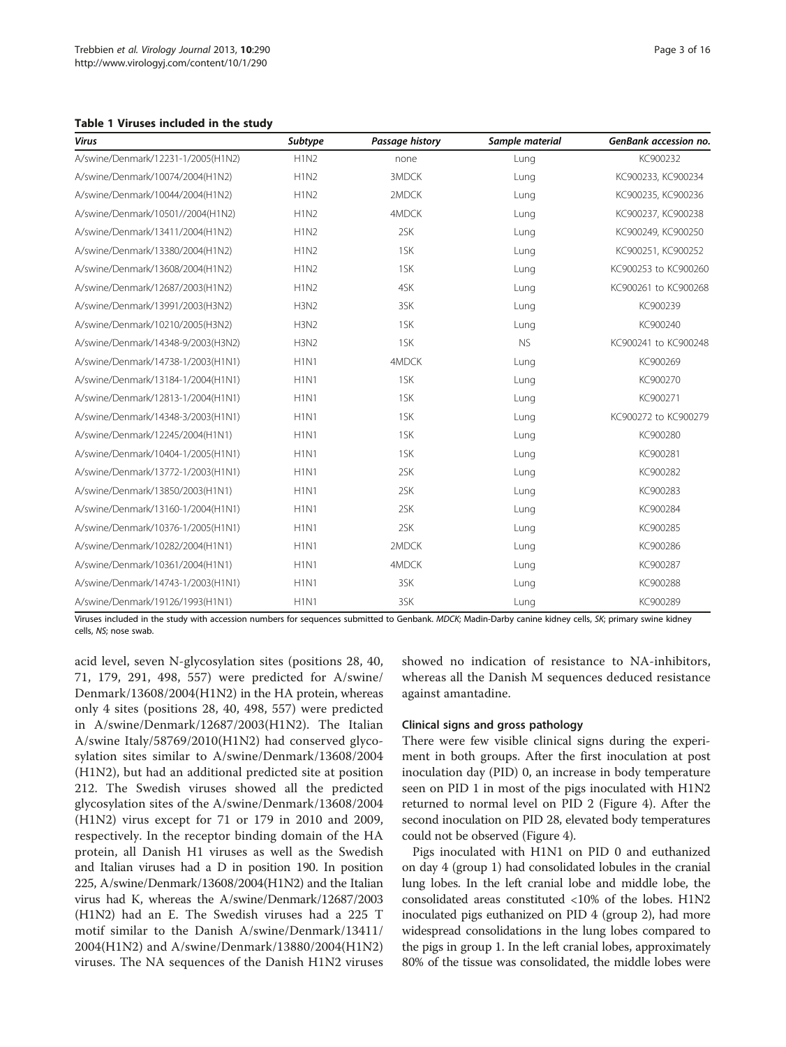**Table 1 Viruses included in the study**

| Virus | Subtype | Passage history | Sample material | GenBank accession no. |
|---|---|---|---|---|
| A/swine/Denmark/12231-1/2005(H1N2) | H1N2 | none | Lung | KC900232 |
| A/swine/Denmark/10074/2004(H1N2) | H1N2 | 3MDCK | Lung | KC900233, KC900234 |
| A/swine/Denmark/10044/2004(H1N2) | H1N2 | 2MDCK | Lung | KC900235, KC900236 |
| A/swine/Denmark/10501//2004(H1N2) | H1N2 | 4MDCK | Lung | KC900237, KC900238 |
| A/swine/Denmark/13411/2004(H1N2) | H1N2 | 2SK | Lung | KC900249, KC900250 |
| A/swine/Denmark/13380/2004(H1N2) | H1N2 | 1SK | Lung | KC900251, KC900252 |
| A/swine/Denmark/13608/2004(H1N2) | H1N2 | 1SK | Lung | KC900253 to KC900260 |
| A/swine/Denmark/12687/2003(H1N2) | H1N2 | 4SK | Lung | KC900261 to KC900268 |
| A/swine/Denmark/13991/2003(H3N2) | H3N2 | 3SK | Lung | KC900239 |
| A/swine/Denmark/10210/2005(H3N2) | H3N2 | 1SK | Lung | KC900240 |
| A/swine/Denmark/14348-9/2003(H3N2) | H3N2 | 1SK | NS | KC900241 to KC900248 |
| A/swine/Denmark/14738-1/2003(H1N1) | H1N1 | 4MDCK | Lung | KC900269 |
| A/swine/Denmark/13184-1/2004(H1N1) | H1N1 | 1SK | Lung | KC900270 |
| A/swine/Denmark/12813-1/2004(H1N1) | H1N1 | 1SK | Lung | KC900271 |
| A/swine/Denmark/14348-3/2003(H1N1) | H1N1 | 1SK | Lung | KC900272 to KC900279 |
| A/swine/Denmark/12245/2004(H1N1) | H1N1 | 1SK | Lung | KC900280 |
| A/swine/Denmark/10404-1/2005(H1N1) | H1N1 | 1SK | Lung | KC900281 |
| A/swine/Denmark/13772-1/2003(H1N1) | H1N1 | 2SK | Lung | KC900282 |
| A/swine/Denmark/13850/2003(H1N1) | H1N1 | 2SK | Lung | KC900283 |
| A/swine/Denmark/13160-1/2004(H1N1) | H1N1 | 2SK | Lung | KC900284 |
| A/swine/Denmark/10376-1/2005(H1N1) | H1N1 | 2SK | Lung | KC900285 |
| A/swine/Denmark/10282/2004(H1N1) | H1N1 | 2MDCK | Lung | KC900286 |
| A/swine/Denmark/10361/2004(H1N1) | H1N1 | 4MDCK | Lung | KC900287 |
| A/swine/Denmark/14743-1/2003(H1N1) | H1N1 | 3SK | Lung | KC900288 |
| A/swine/Denmark/19126/1993(H1N1) | H1N1 | 3SK | Lung | KC900289 |

Viruses included in the study with accession numbers for sequences submitted to Genbank. *MDCK*; Madin-Darby canine kidney cells, *SK*; primary swine kidney cells, *NS*; nose swab.

acid level, seven N-glycosylation sites (positions 28, 40, 71, 179, 291, 498, 557) were predicted for A/swine/Denmark/13608/2004(H1N2) in the HA protein, whereas only 4 sites (positions 28, 40, 498, 557) were predicted in A/swine/Denmark/12687/2003(H1N2). The Italian A/swine Italy/58769/2010(H1N2) had conserved glycosylation sites similar to A/swine/Denmark/13608/2004 (H1N2), but had an additional predicted site at position 212. The Swedish viruses showed all the predicted glycosylation sites of the A/swine/Denmark/13608/2004 (H1N2) virus except for 71 or 179 in 2010 and 2009, respectively. In the receptor binding domain of the HA protein, all Danish H1 viruses as well as the Swedish and Italian viruses had a D in position 190. In position 225, A/swine/Denmark/13608/2004(H1N2) and the Italian virus had K, whereas the A/swine/Denmark/12687/2003 (H1N2) had an E. The Swedish viruses had a 225 T motif similar to the Danish A/swine/Denmark/13411/2004(H1N2) and A/swine/Denmark/13880/2004(H1N2) viruses. The NA sequences of the Danish H1N2 viruses showed no indication of resistance to NA-inhibitors, whereas all the Danish M sequences deduced resistance against amantadine.

### Clinical signs and gross pathology

There were few visible clinical signs during the experiment in both groups. After the first inoculation at post inoculation day (PID) 0, an increase in body temperature seen on PID 1 in most of the pigs inoculated with H1N2 returned to normal level on PID 2 (Figure 4). After the second inoculation on PID 28, elevated body temperatures could not be observed (Figure 4).

Pigs inoculated with H1N1 on PID 0 and euthanized on day 4 (group 1) had consolidated lobules in the cranial lung lobes. In the left cranial lobe and middle lobe, the consolidated areas constituted <10% of the lobes. H1N2 inoculated pigs euthanized on PID 4 (group 2), had more widespread consolidations in the lung lobes compared to the pigs in group 1. In the left cranial lobes, approximately 80% of the tissue was consolidated, the middle lobes were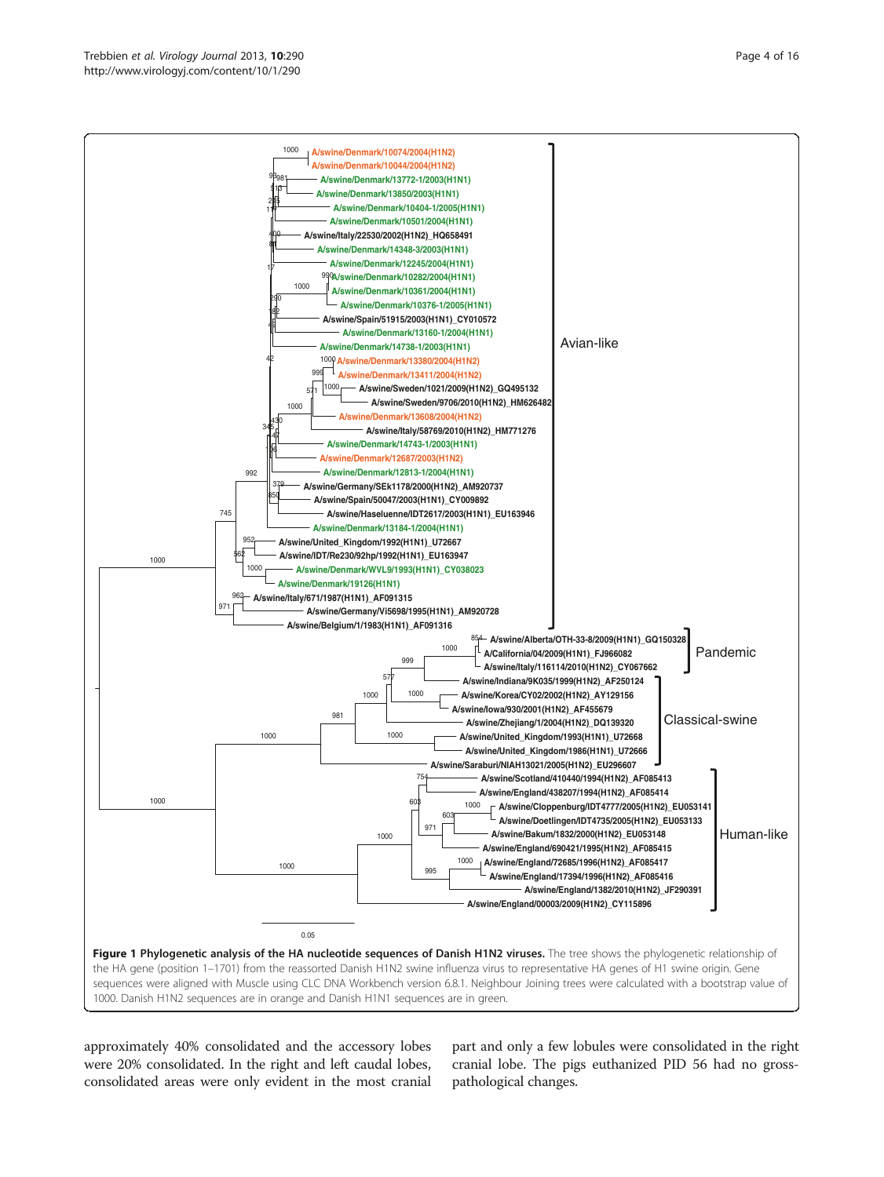**Figure 1 Phylogenetic analysis of the HA nucleotide sequences of Danish H1N2 viruses.** The tree shows the phylogenetic relationship of the HA gene (position 1–1701) from the reassorted Danish H1N2 swine influenza virus to representative HA genes of H1 swine origin. Gene sequences were aligned with Muscle using CLC DNA Workbench version 6.8.1. Neighbour Joining trees were calculated with a bootstrap value of 1000. Danish H1N2 sequences are in orange and Danish H1N1 sequences are in green.

approximately 40% consolidated and the accessory lobes were 20% consolidated. In the right and left caudal lobes, consolidated areas were only evident in the most cranial part and only a few lobules were consolidated in the right cranial lobe. The pigs euthanized PID 56 had no gross-pathological changes.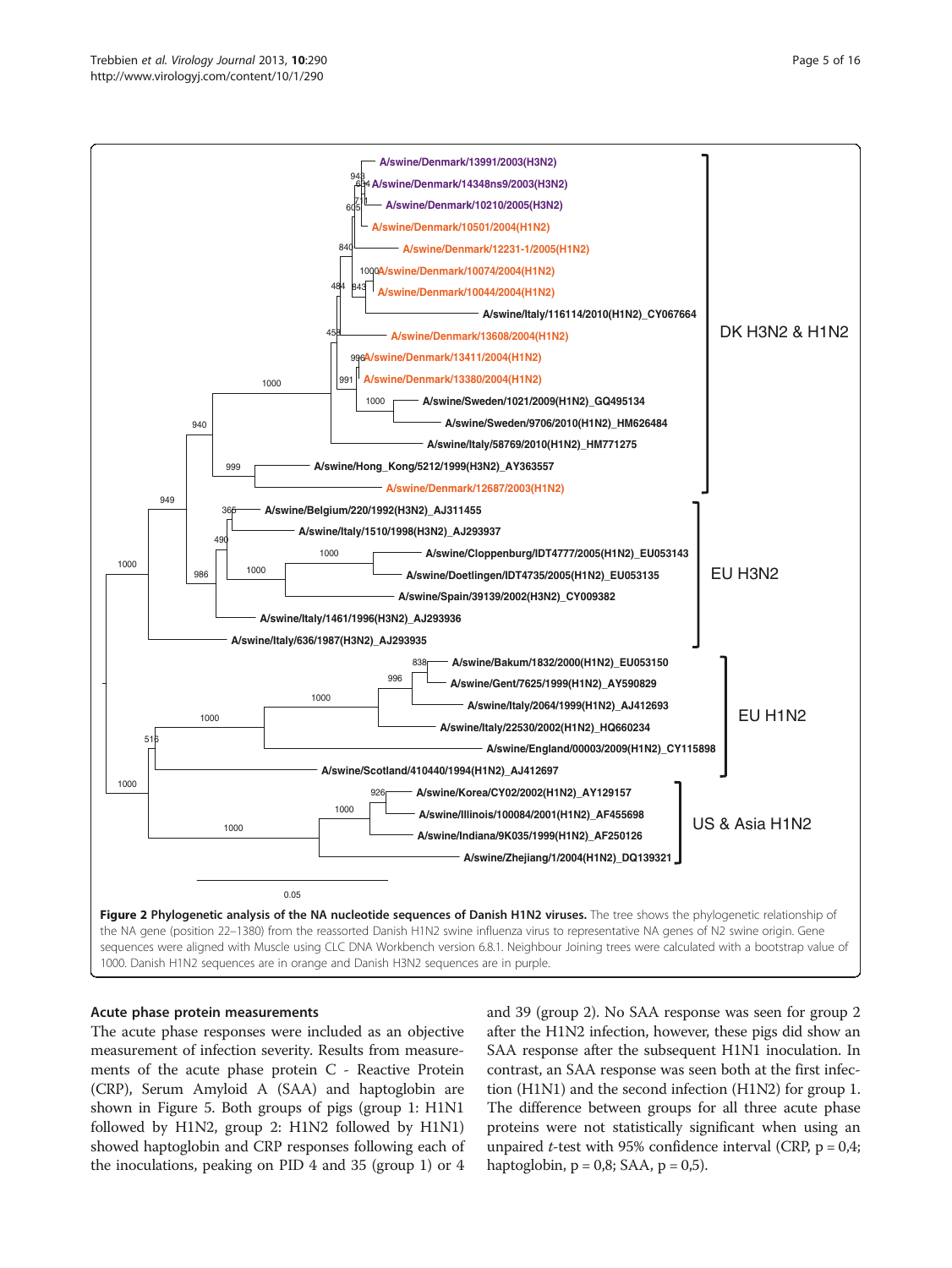**Figure 2 Phylogenetic analysis of the NA nucleotide sequences of Danish H1N2 viruses.** The tree shows the phylogenetic relationship of the NA gene (position 22–1380) from the reassorted Danish H1N2 swine influenza virus to representative NA genes of N2 swine origin. Gene sequences were aligned with Muscle using CLC DNA Workbench version 6.8.1. Neighbour Joining trees were calculated with a bootstrap value of 1000. Danish H1N2 sequences are in orange and Danish H3N2 sequences are in purple.

### Acute phase protein measurements

The acute phase responses were included as an objective measurement of infection severity. Results from measurements of the acute phase protein C - Reactive Protein (CRP), Serum Amyloid A (SAA) and haptoglobin are shown in Figure 5. Both groups of pigs (group 1: H1N1 followed by H1N2, group 2: H1N2 followed by H1N1) showed haptoglobin and CRP responses following each of the inoculations, peaking on PID 4 and 35 (group 1) or 4 and 39 (group 2). No SAA response was seen for group 2 after the H1N2 infection, however, these pigs did show an SAA response after the subsequent H1N1 inoculation. In contrast, an SAA response was seen both at the first infection (H1N1) and the second infection (H1N2) for group 1. The difference between groups for all three acute phase proteins were not statistically significant when using an unpaired *t*-test with 95% confidence interval (CRP, $p = 0{,}4$; haptoglobin, $p = 0{,}8$; SAA, $p = 0{,}5$).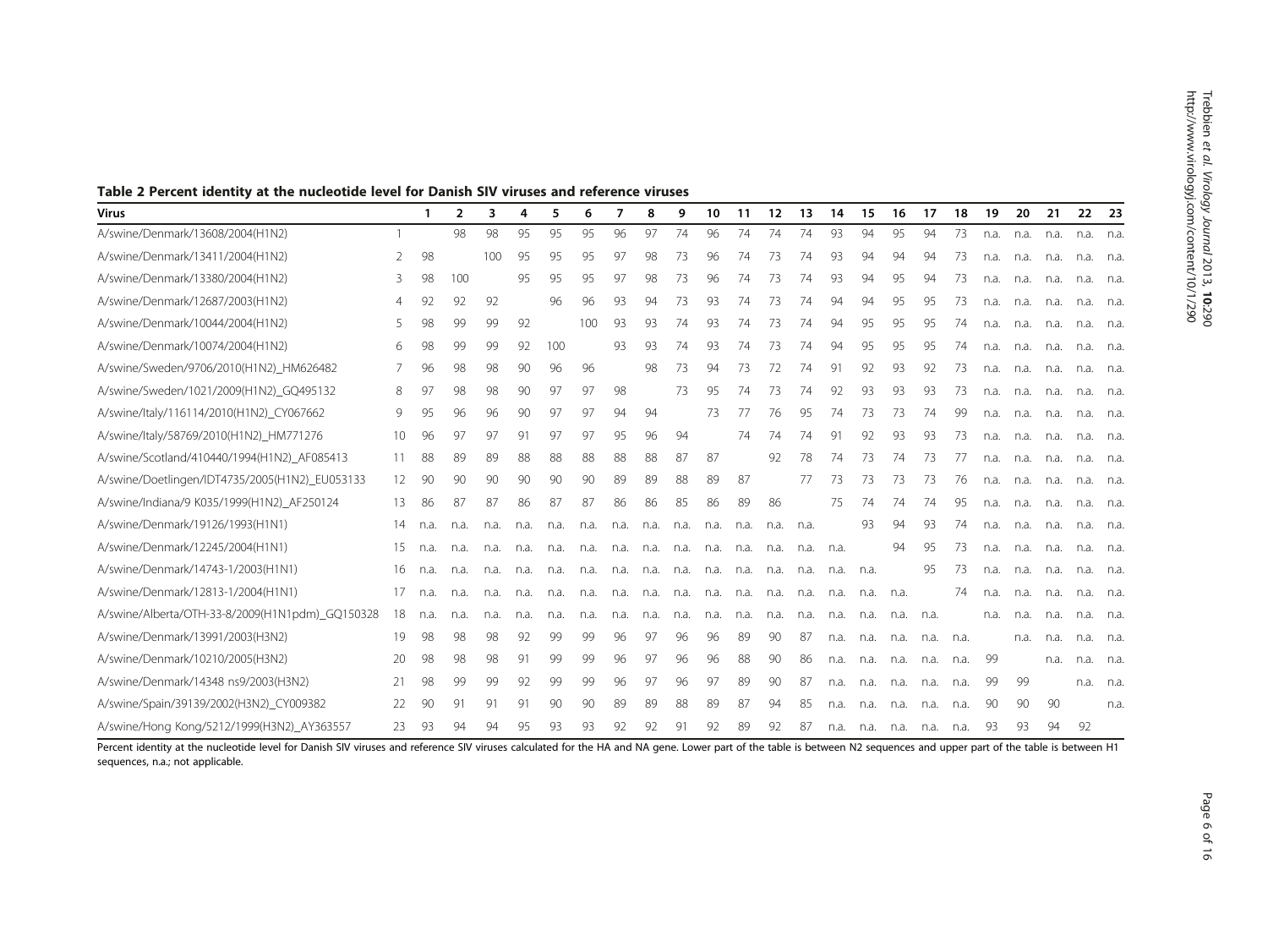**Table 2 Percent identity at the nucleotide level for Danish SIV viruses and reference viruses**

| Virus | | 1 | 2 | 3 | 4 | 5 | 6 | 7 | 8 | 9 | 10 | 11 | 12 | 13 | 14 | 15 | 16 | 17 | 18 | 19 | 20 | 21 | 22 | 23 |
|---|---|---|---|---|---|---|---|---|---|---|---|---|---|---|---|---|---|---|---|---|---|---|---|---|
| A/swine/Denmark/13608/2004(H1N2) | 1 | | 98 | 98 | 95 | 95 | 95 | 96 | 97 | 74 | 96 | 74 | 74 | 74 | 93 | 94 | 95 | 94 | 73 | n.a. | n.a. | n.a. | n.a. | n.a. |
| A/swine/Denmark/13411/2004(H1N2) | 2 | 98 | | 100 | 95 | 95 | 95 | 97 | 98 | 73 | 96 | 74 | 73 | 74 | 93 | 94 | 94 | 94 | 73 | n.a. | n.a. | n.a. | n.a. | n.a. |
| A/swine/Denmark/13380/2004(H1N2) | 3 | 98 | 100 | | 95 | 95 | 95 | 97 | 98 | 73 | 96 | 74 | 73 | 74 | 93 | 94 | 95 | 94 | 73 | n.a. | n.a. | n.a. | n.a. | n.a. |
| A/swine/Denmark/12687/2003(H1N2) | 4 | 92 | 92 | 92 | | 96 | 96 | 93 | 94 | 73 | 93 | 74 | 73 | 74 | 94 | 94 | 95 | 95 | 73 | n.a. | n.a. | n.a. | n.a. | n.a. |
| A/swine/Denmark/10044/2004(H1N2) | 5 | 98 | 99 | 99 | 92 | | 100 | 93 | 93 | 74 | 93 | 74 | 73 | 74 | 94 | 95 | 95 | 95 | 74 | n.a. | n.a. | n.a. | n.a. | n.a. |
| A/swine/Denmark/10074/2004(H1N2) | 6 | 98 | 99 | 99 | 92 | 100 | | 93 | 93 | 74 | 93 | 74 | 73 | 74 | 94 | 95 | 95 | 95 | 74 | n.a. | n.a. | n.a. | n.a. | n.a. |
| A/swine/Sweden/9706/2010(H1N2)_HM626482 | 7 | 96 | 98 | 98 | 90 | 96 | 96 | | 98 | 73 | 94 | 73 | 72 | 74 | 91 | 92 | 93 | 92 | 73 | n.a. | n.a. | n.a. | n.a. | n.a. |
| A/swine/Sweden/1021/2009(H1N2)_GQ495132 | 8 | 97 | 98 | 98 | 90 | 97 | 97 | 98 | | 73 | 95 | 74 | 73 | 74 | 92 | 93 | 93 | 93 | 73 | n.a. | n.a. | n.a. | n.a. | n.a. |
| A/swine/Italy/116114/2010(H1N2)_CY067662 | 9 | 95 | 96 | 96 | 90 | 97 | 97 | 94 | 94 | | 73 | 77 | 76 | 95 | 74 | 73 | 73 | 74 | 99 | n.a. | n.a. | n.a. | n.a. | n.a. |
| A/swine/Italy/58769/2010(H1N2)_HM771276 | 10 | 96 | 97 | 97 | 91 | 97 | 97 | 95 | 96 | 94 | | 74 | 74 | 74 | 91 | 92 | 93 | 93 | 73 | n.a. | n.a. | n.a. | n.a. | n.a. |
| A/swine/Scotland/410440/1994(H1N2)_AF085413 | 11 | 88 | 89 | 89 | 88 | 88 | 88 | 88 | 88 | 87 | 87 | | 92 | 78 | 74 | 73 | 74 | 73 | 77 | n.a. | n.a. | n.a. | n.a. | n.a. |
| A/swine/Doetlingen/IDT4735/2005(H1N2)_EU053133 | 12 | 90 | 90 | 90 | 90 | 90 | 90 | 89 | 89 | 88 | 89 | 87 | | 77 | 73 | 73 | 73 | 73 | 76 | n.a. | n.a. | n.a. | n.a. | n.a. |
| A/swine/Indiana/9 K035/1999(H1N2)_AF250124 | 13 | 86 | 87 | 87 | 86 | 87 | 87 | 86 | 86 | 85 | 86 | 89 | 86 | | 75 | 74 | 74 | 74 | 95 | n.a. | n.a. | n.a. | n.a. | n.a. |
| A/swine/Denmark/19126/1993(H1N1) | 14 | n.a. | n.a. | n.a. | n.a. | n.a. | n.a. | n.a. | n.a. | n.a. | n.a. | n.a. | n.a. | n.a. | | 93 | 94 | 93 | 74 | n.a. | n.a. | n.a. | n.a. | n.a. |
| A/swine/Denmark/12245/2004(H1N1) | 15 | n.a. | n.a. | n.a. | n.a. | n.a. | n.a. | n.a. | n.a. | n.a. | n.a. | n.a. | n.a. | n.a. | n.a. | | 94 | 95 | 73 | n.a. | n.a. | n.a. | n.a. | n.a. |
| A/swine/Denmark/14743-1/2003(H1N1) | 16 | n.a. | n.a. | n.a. | n.a. | n.a. | n.a. | n.a. | n.a. | n.a. | n.a. | n.a. | n.a. | n.a. | n.a. | n.a. | | 95 | 73 | n.a. | n.a. | n.a. | n.a. | n.a. |
| A/swine/Denmark/12813-1/2004(H1N1) | 17 | n.a. | n.a. | n.a. | n.a. | n.a. | n.a. | n.a. | n.a. | n.a. | n.a. | n.a. | n.a. | n.a. | n.a. | n.a. | n.a. | | 74 | n.a. | n.a. | n.a. | n.a. | n.a. |
| A/swine/Alberta/OTH-33-8/2009(H1N1pdm)_GQ150328 | 18 | n.a. | n.a. | n.a. | n.a. | n.a. | n.a. | n.a. | n.a. | n.a. | n.a. | n.a. | n.a. | n.a. | n.a. | n.a. | n.a. | n.a. | | n.a. | n.a. | n.a. | n.a. | n.a. |
| A/swine/Denmark/13991/2003(H3N2) | 19 | 98 | 98 | 98 | 92 | 99 | 99 | 96 | 97 | 96 | 96 | 89 | 90 | 87 | n.a. | n.a. | n.a. | n.a. | n.a. | | n.a. | n.a. | n.a. | n.a. |
| A/swine/Denmark/10210/2005(H3N2) | 20 | 98 | 98 | 98 | 91 | 99 | 99 | 96 | 97 | 96 | 96 | 88 | 90 | 86 | n.a. | n.a. | n.a. | n.a. | n.a. | 99 | | n.a. | n.a. | n.a. |
| A/swine/Denmark/14348 ns9/2003(H3N2) | 21 | 98 | 99 | 99 | 92 | 99 | 99 | 96 | 97 | 96 | 97 | 89 | 90 | 87 | n.a. | n.a. | n.a. | n.a. | n.a. | 99 | 99 | | n.a. | n.a. |
| A/swine/Spain/39139/2002(H3N2)_CY009382 | 22 | 90 | 91 | 91 | 91 | 90 | 90 | 89 | 89 | 88 | 89 | 87 | 94 | 85 | n.a. | n.a. | n.a. | n.a. | n.a. | 90 | 90 | 90 | | n.a. |
| A/swine/Hong Kong/5212/1999(H3N2)_AY363557 | 23 | 93 | 94 | 94 | 95 | 93 | 93 | 92 | 92 | 91 | 92 | 89 | 92 | 87 | n.a. | n.a. | n.a. | n.a. | n.a. | 93 | 93 | 94 | 92 | |

Percent identity at the nucleotide level for Danish SIV viruses and reference SIV viruses calculated for the HA and NA gene. Lower part of the table is between N2 sequences and upper part of the table is between H1 sequences, n.a.; not applicable.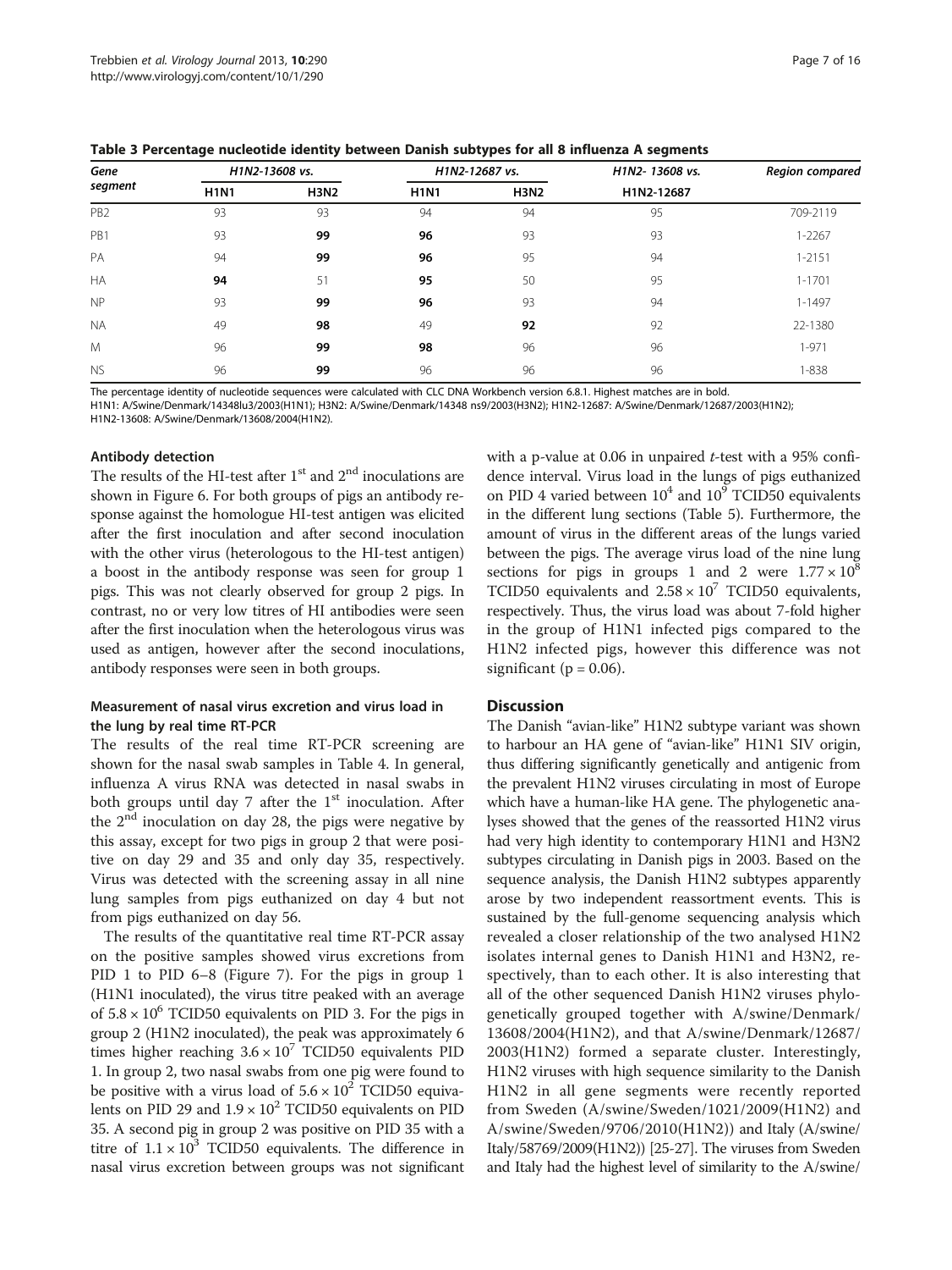**Table 3 Percentage nucleotide identity between Danish subtypes for all 8 influenza A segments**

| Gene segment | H1N2-13608 vs. | | H1N2-12687 vs. | | H1N2- 13608 vs. | Region compared |
|---|---|---|---|---|---|---|
| | H1N1 | H3N2 | H1N1 | H3N2 | H1N2-12687 | |
| PB2 | 93 | 93 | 94 | 94 | 95 | 709-2119 |
| PB1 | 93 | **99** | **96** | 93 | 93 | 1-2267 |
| PA | 94 | **99** | **96** | 95 | 94 | 1-2151 |
| HA | **94** | 51 | **95** | 50 | 95 | 1-1701 |
| NP | 93 | **99** | **96** | 93 | 94 | 1-1497 |
| NA | 49 | **98** | 49 | **92** | 92 | 22-1380 |
| M | 96 | **99** | **98** | 96 | 96 | 1-971 |
| NS | 96 | **99** | 96 | 96 | 96 | 1-838 |

The percentage identity of nucleotide sequences were calculated with CLC DNA Workbench version 6.8.1. Highest matches are in bold.
H1N1: A/Swine/Denmark/14348lu3/2003(H1N1); H3N2: A/Swine/Denmark/14348 ns9/2003(H3N2); H1N2-12687: A/Swine/Denmark/12687/2003(H1N2);
H1N2-13608: A/Swine/Denmark/13608/2004(H1N2).

### Antibody detection

The results of the HI-test after 1st and 2nd inoculations are shown in Figure 6. For both groups of pigs an antibody response against the homologue HI-test antigen was elicited after the first inoculation and after second inoculation with the other virus (heterologous to the HI-test antigen) a boost in the antibody response was seen for group 1 pigs. This was not clearly observed for group 2 pigs. In contrast, no or very low titres of HI antibodies were seen after the first inoculation when the heterologous virus was used as antigen, however after the second inoculations, antibody responses were seen in both groups.

### Measurement of nasal virus excretion and virus load in the lung by real time RT-PCR

The results of the real time RT-PCR screening are shown for the nasal swab samples in Table 4. In general, influenza A virus RNA was detected in nasal swabs in both groups until day 7 after the 1st inoculation. After the 2nd inoculation on day 28, the pigs were negative by this assay, except for two pigs in group 2 that were positive on day 29 and 35 and only day 35, respectively. Virus was detected with the screening assay in all nine lung samples from pigs euthanized on day 4 but not from pigs euthanized on day 56.

The results of the quantitative real time RT-PCR assay on the positive samples showed virus excretions from PID 1 to PID 6–8 (Figure 7). For the pigs in group 1 (H1N1 inoculated), the virus titre peaked with an average of $5.8 \times 10^6$ TCID50 equivalents on PID 3. For the pigs in group 2 (H1N2 inoculated), the peak was approximately 6 times higher reaching $3.6 \times 10^7$ TCID50 equivalents PID 1. In group 2, two nasal swabs from one pig were found to be positive with a virus load of $5.6 \times 10^2$ TCID50 equivalents on PID 29 and $1.9 \times 10^2$ TCID50 equivalents on PID 35. A second pig in group 2 was positive on PID 35 with a titre of $1.1 \times 10^3$ TCID50 equivalents. The difference in nasal virus excretion between groups was not significant with a p-value at 0.06 in unpaired *t*-test with a 95% confidence interval. Virus load in the lungs of pigs euthanized on PID 4 varied between $10^4$ and $10^9$ TCID50 equivalents in the different lung sections (Table 5). Furthermore, the amount of virus in the different areas of the lungs varied between the pigs. The average virus load of the nine lung sections for pigs in groups 1 and 2 were $1.77 \times 10^8$ TCID50 equivalents and $2.58 \times 10^7$ TCID50 equivalents, respectively. Thus, the virus load was about 7-fold higher in the group of H1N1 infected pigs compared to the H1N2 infected pigs, however this difference was not significant ($p = 0.06$).

## Discussion

The Danish "avian-like" H1N2 subtype variant was shown to harbour an HA gene of "avian-like" H1N1 SIV origin, thus differing significantly genetically and antigenic from the prevalent H1N2 viruses circulating in most of Europe which have a human-like HA gene. The phylogenetic analyses showed that the genes of the reassorted H1N2 virus had very high identity to contemporary H1N1 and H3N2 subtypes circulating in Danish pigs in 2003. Based on the sequence analysis, the Danish H1N2 subtypes apparently arose by two independent reassortment events. This is sustained by the full-genome sequencing analysis which revealed a closer relationship of the two analysed H1N2 isolates internal genes to Danish H1N1 and H3N2, respectively, than to each other. It is also interesting that all of the other sequenced Danish H1N2 viruses phylogenetically grouped together with A/swine/Denmark/13608/2004(H1N2), and that A/swine/Denmark/12687/2003(H1N2) formed a separate cluster. Interestingly, H1N2 viruses with high sequence similarity to the Danish H1N2 in all gene segments were recently reported from Sweden (A/swine/Sweden/1021/2009(H1N2) and A/swine/Sweden/9706/2010(H1N2)) and Italy (A/swine/Italy/58769/2009(H1N2)) [25-27]. The viruses from Sweden and Italy had the highest level of similarity to the A/swine/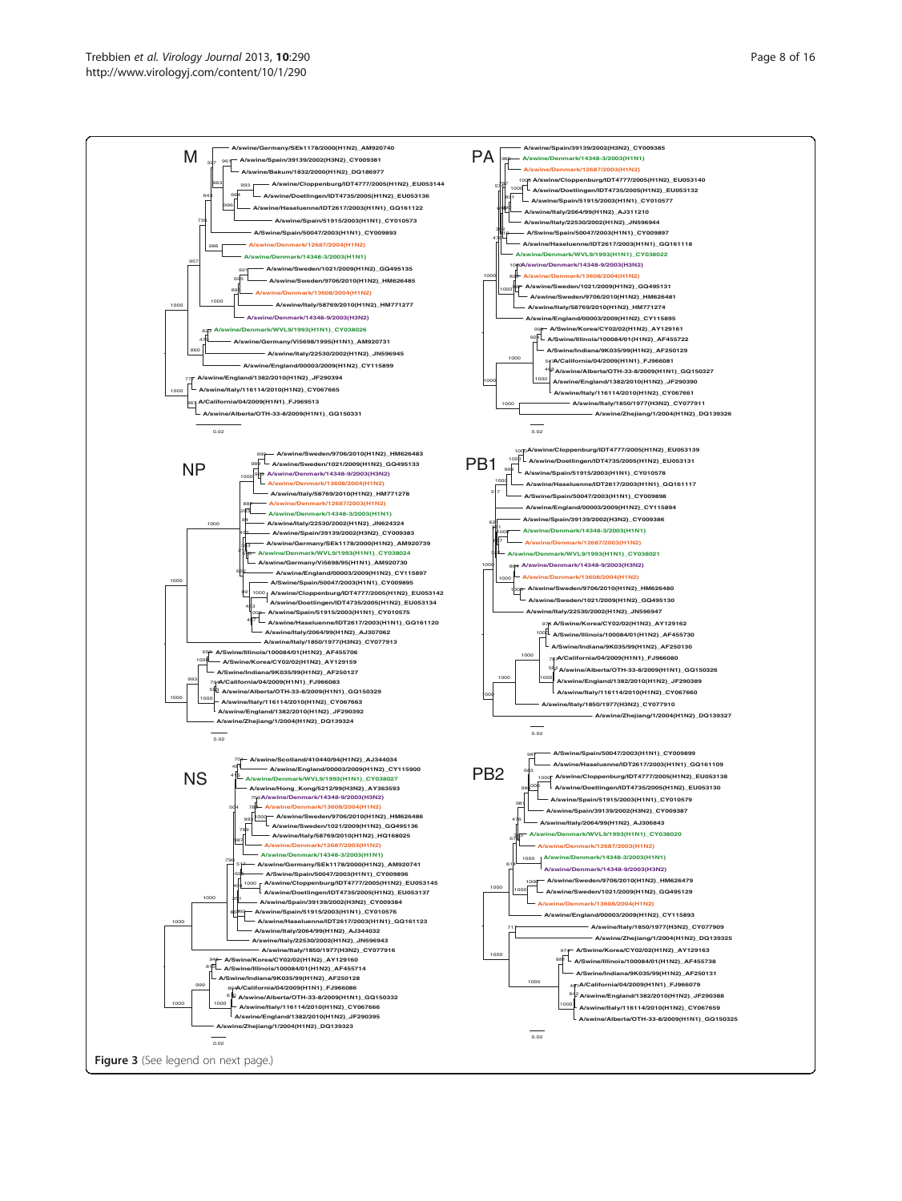Figure 3 (See legend on next page.)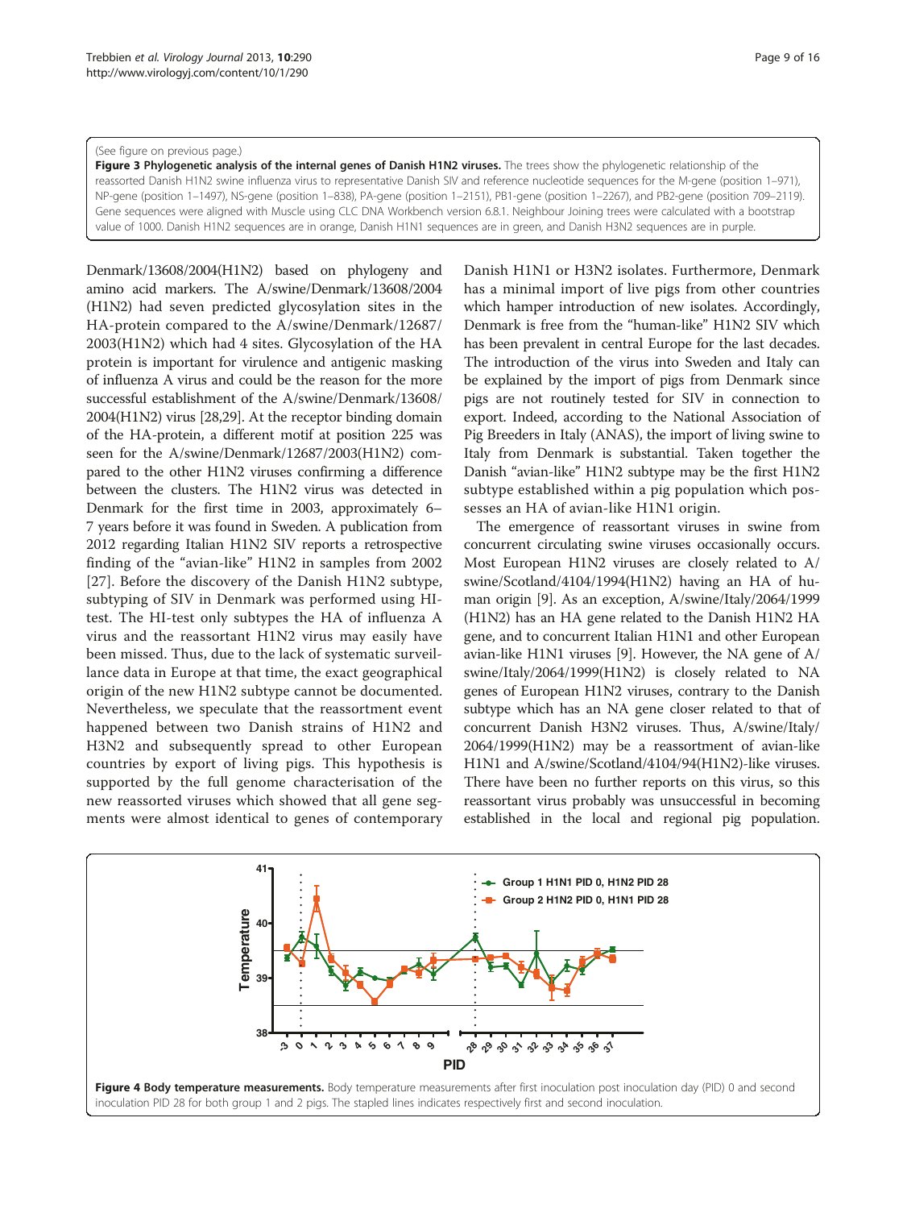(See figure on previous page.)

**Figure 3 Phylogenetic analysis of the internal genes of Danish H1N2 viruses.** The trees show the phylogenetic relationship of the reassorted Danish H1N2 swine influenza virus to representative Danish SIV and reference nucleotide sequences for the M-gene (position 1–971), NP-gene (position 1–1497), NS-gene (position 1–838), PA-gene (position 1–2151), PB1-gene (position 1–2267), and PB2-gene (position 709–2119). Gene sequences were aligned with Muscle using CLC DNA Workbench version 6.8.1. Neighbour Joining trees were calculated with a bootstrap value of 1000. Danish H1N2 sequences are in orange, Danish H1N1 sequences are in green, and Danish H3N2 sequences are in purple.

Denmark/13608/2004(H1N2) based on phylogeny and amino acid markers. The A/swine/Denmark/13608/2004 (H1N2) had seven predicted glycosylation sites in the HA-protein compared to the A/swine/Denmark/12687/2003(H1N2) which had 4 sites. Glycosylation of the HA protein is important for virulence and antigenic masking of influenza A virus and could be the reason for the more successful establishment of the A/swine/Denmark/13608/2004(H1N2) virus [28,29]. At the receptor binding domain of the HA-protein, a different motif at position 225 was seen for the A/swine/Denmark/12687/2003(H1N2) compared to the other H1N2 viruses confirming a difference between the clusters. The H1N2 virus was detected in Denmark for the first time in 2003, approximately 6–7 years before it was found in Sweden. A publication from 2012 regarding Italian H1N2 SIV reports a retrospective finding of the "avian-like" H1N2 in samples from 2002 [27]. Before the discovery of the Danish H1N2 subtype, subtyping of SIV in Denmark was performed using HI-test. The HI-test only subtypes the HA of influenza A virus and the reassortant H1N2 virus may easily have been missed. Thus, due to the lack of systematic surveillance data in Europe at that time, the exact geographical origin of the new H1N2 subtype cannot be documented. Nevertheless, we speculate that the reassortment event happened between two Danish strains of H1N2 and H3N2 and subsequently spread to other European countries by export of living pigs. This hypothesis is supported by the full genome characterisation of the new reassorted viruses which showed that all gene segments were almost identical to genes of contemporary Danish H1N1 or H3N2 isolates. Furthermore, Denmark has a minimal import of live pigs from other countries which hamper introduction of new isolates. Accordingly, Denmark is free from the "human-like" H1N2 SIV which has been prevalent in central Europe for the last decades. The introduction of the virus into Sweden and Italy can be explained by the import of pigs from Denmark since pigs are not routinely tested for SIV in connection to export. Indeed, according to the National Association of Pig Breeders in Italy (ANAS), the import of living swine to Italy from Denmark is substantial. Taken together the Danish "avian-like" H1N2 subtype may be the first H1N2 subtype established within a pig population which possesses an HA of avian-like H1N1 origin.

The emergence of reassortant viruses in swine from concurrent circulating swine viruses occasionally occurs. Most European H1N2 viruses are closely related to A/swine/Scotland/4104/1994(H1N2) having an HA of human origin [9]. As an exception, A/swine/Italy/2064/1999 (H1N2) has an HA gene related to the Danish H1N2 HA gene, and to concurrent Italian H1N1 and other European avian-like H1N1 viruses [9]. However, the NA gene of A/swine/Italy/2064/1999(H1N2) is closely related to NA genes of European H1N2 viruses, contrary to the Danish subtype which has an NA gene closer related to that of concurrent Danish H3N2 viruses. Thus, A/swine/Italy/2064/1999(H1N2) may be a reassortment of avian-like H1N1 and A/swine/Scotland/4104/94(H1N2)-like viruses. There have been no further reports on this virus, so this reassortant virus probably was unsuccessful in becoming established in the local and regional pig population.

**Figure 4 Body temperature measurements.** Body temperature measurements after first inoculation post inoculation day (PID) 0 and second inoculation PID 28 for both group 1 and 2 pigs. The stapled lines indicates respectively first and second inoculation.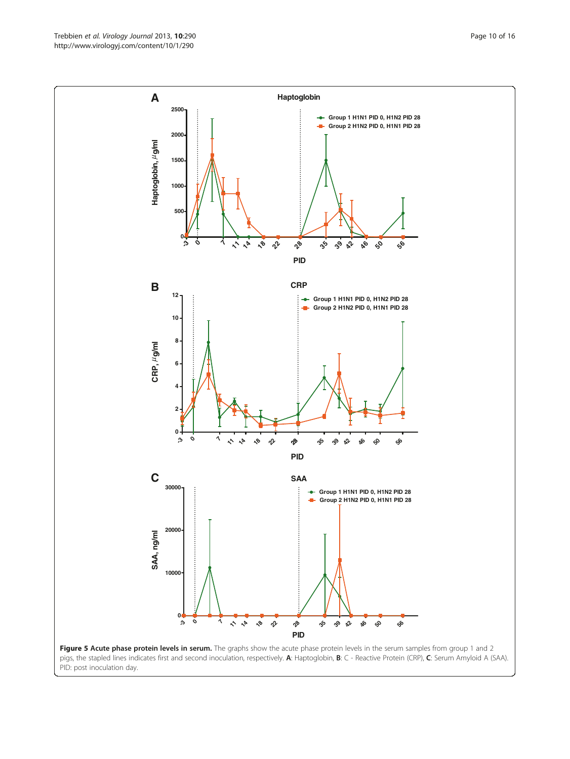**Figure 5 Acute phase protein levels in serum.** The graphs show the acute phase protein levels in the serum samples from group 1 and 2 pigs, the stapled lines indicates first and second inoculation, respectively. **A**: Haptoglobin, **B**: C - Reactive Protein (CRP), **C**: Serum Amyloid A (SAA). PID: post inoculation day.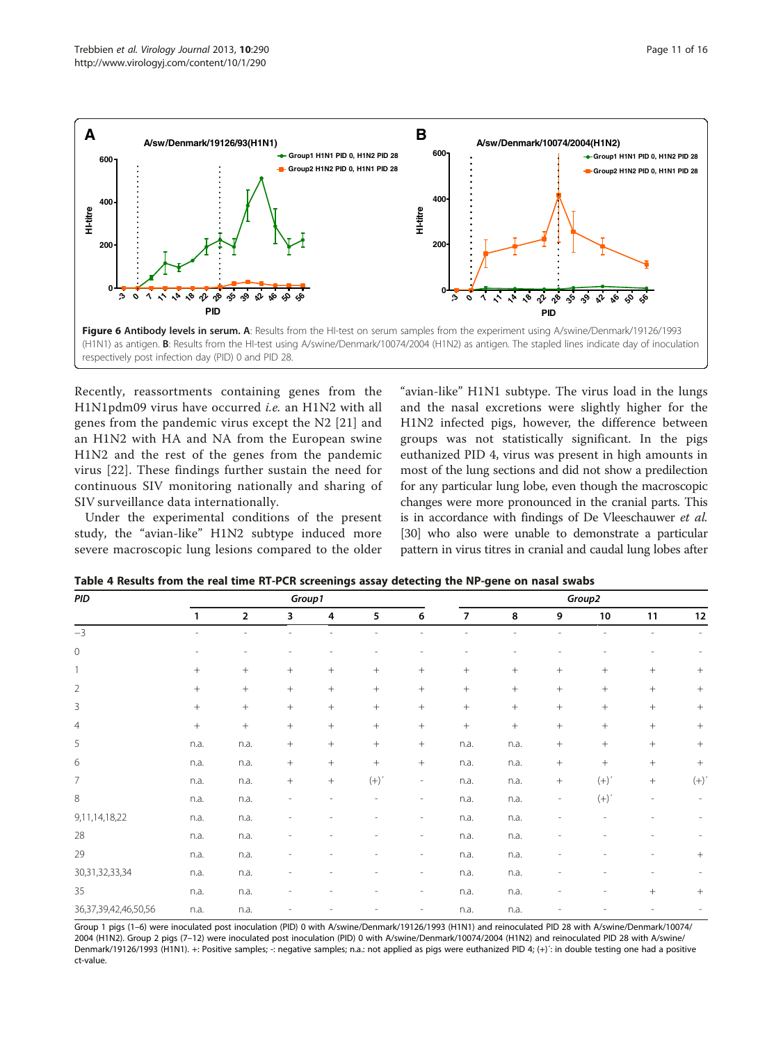**Figure 6 Antibody levels in serum. A**: Results from the HI-test on serum samples from the experiment using A/swine/Denmark/19126/1993 (H1N1) as antigen. **B**: Results from the HI-test using A/swine/Denmark/10074/2004 (H1N2) as antigen. The stapled lines indicate day of inoculation respectively post infection day (PID) 0 and PID 28.

Recently, reassortments containing genes from the H1N1pdm09 virus have occurred *i.e.* an H1N2 with all genes from the pandemic virus except the N2 [21] and an H1N2 with HA and NA from the European swine H1N2 and the rest of the genes from the pandemic virus [22]. These findings further sustain the need for continuous SIV monitoring nationally and sharing of SIV surveillance data internationally.

Under the experimental conditions of the present study, the "avian-like" H1N2 subtype induced more severe macroscopic lung lesions compared to the older "avian-like" H1N1 subtype. The virus load in the lungs and the nasal excretions were slightly higher for the H1N2 infected pigs, however, the difference between groups was not statistically significant. In the pigs euthanized PID 4, virus was present in high amounts in most of the lung sections and did not show a predilection for any particular lung lobe, even though the macroscopic changes were more pronounced in the cranial parts. This is in accordance with findings of De Vleeschauwer *et al.* [30] who also were unable to demonstrate a particular pattern in virus titres in cranial and caudal lung lobes after

**Table 4 Results from the real time RT-PCR screenings assay detecting the NP-gene on nasal swabs**

| PID | Group1 | | | | | | Group2 | | | | | |
|---|---|---|---|---|---|---|---|---|---|---|---|---|
| | 1 | 2 | 3 | 4 | 5 | 6 | 7 | 8 | 9 | 10 | 11 | 12 |
| −3 | - | - | - | - | - | - | - | - | - | - | - | - |
| 0 | - | - | - | - | - | - | - | - | - | - | - | - |
| 1 | + | + | + | + | + | + | + | + | + | + | + | + |
| 2 | + | + | + | + | + | + | + | + | + | + | + | + |
| 3 | + | + | + | + | + | + | + | + | + | + | + | + |
| 4 | + | + | + | + | + | + | + | + | + | + | + | + |
| 5 | n.a. | n.a. | + | + | + | + | n.a. | n.a. | + | + | + | + |
| 6 | n.a. | n.a. | + | + | + | + | n.a. | n.a. | + | + | + | + |
| 7 | n.a. | n.a. | + | + | (+)´ | - | n.a. | n.a. | + | (+)´ | + | (+)´ |
| 8 | n.a. | n.a. | - | - | - | - | n.a. | n.a. | - | (+)´ | - | - |
| 9,11,14,18,22 | n.a. | n.a. | - | - | - | - | n.a. | n.a. | - | - | - | - |
| 28 | n.a. | n.a. | - | - | - | - | n.a. | n.a. | - | - | - | - |
| 29 | n.a. | n.a. | - | - | - | - | n.a. | n.a. | - | - | - | + |
| 30,31,32,33,34 | n.a. | n.a. | - | - | - | - | n.a. | n.a. | - | - | - | - |
| 35 | n.a. | n.a. | - | - | - | - | n.a. | n.a. | - | - | + | + |
| 36,37,39,42,46,50,56 | n.a. | n.a. | - | - | - | - | n.a. | n.a. | - | - | - | - |

Group 1 pigs (1–6) were inoculated post inoculation (PID) 0 with A/swine/Denmark/19126/1993 (H1N1) and reinoculated PID 28 with A/swine/Denmark/10074/2004 (H1N2). Group 2 pigs (7–12) were inoculated post inoculation (PID) 0 with A/swine/Denmark/10074/2004 (H1N2) and reinoculated PID 28 with A/swine/Denmark/19126/1993 (H1N1). +: Positive samples; -: negative samples; n.a.: not applied as pigs were euthanized PID 4; (+)´: in double testing one had a positive ct-value.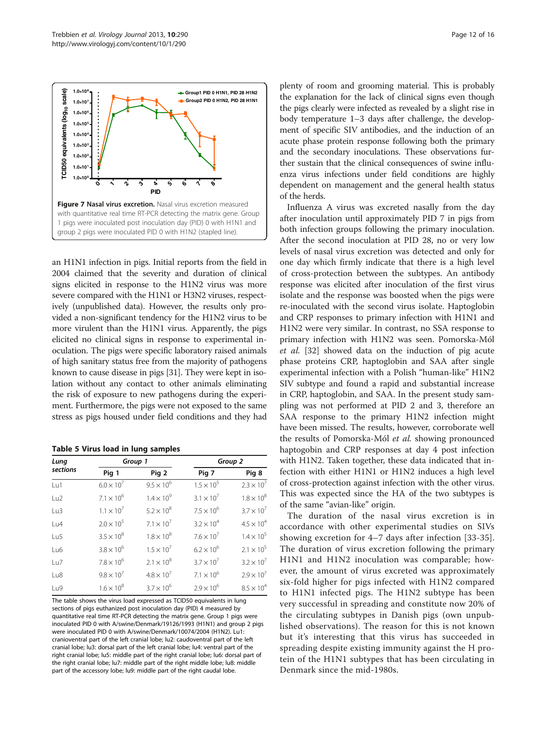**Figure 7 Nasal virus excretion.** Nasal virus excretion measured with quantitative real time RT-PCR detecting the matrix gene. Group 1 pigs were inoculated post inoculation day (PID) 0 with H1N1 and group 2 pigs were inoculated PID 0 with H1N2 (stapled line).

an H1N1 infection in pigs. Initial reports from the field in 2004 claimed that the severity and duration of clinical signs elicited in response to the H1N2 virus was more severe compared with the H1N1 or H3N2 viruses, respectively (unpublished data). However, the results only provided a non-significant tendency for the H1N2 virus to be more virulent than the H1N1 virus. Apparently, the pigs elicited no clinical signs in response to experimental inoculation. The pigs were specific laboratory raised animals of high sanitary status free from the majority of pathogens known to cause disease in pigs [31]. They were kept in isolation without any contact to other animals eliminating the risk of exposure to new pathogens during the experiment. Furthermore, the pigs were not exposed to the same stress as pigs housed under field conditions and they had

**Table 5 Virus load in lung samples**

| Lung sections | Group 1 | | Group 2 | |
|---|---|---|---|---|
| | Pig 1 | Pig 2 | Pig 7 | Pig 8 |
| Lu1 | $6.0 \times 10^7$ | $9.5 \times 10^6$ | $1.5 \times 10^5$ | $2.3 \times 10^7$ |
| Lu2 | $7.1 \times 10^6$ | $1.4 \times 10^9$ | $3.1 \times 10^7$ | $1.8 \times 10^8$ |
| Lu3 | $1.1 \times 10^7$ | $5.2 \times 10^8$ | $7.5 \times 10^6$ | $3.7 \times 10^7$ |
| Lu4 | $2.0 \times 10^5$ | $7.1 \times 10^7$ | $3.2 \times 10^4$ | $4.5 \times 10^4$ |
| Lu5 | $3.5 \times 10^8$ | $1.8 \times 10^8$ | $7.6 \times 10^7$ | $1.4 \times 10^5$ |
| Lu6 | $3.8 \times 10^6$ | $1.5 \times 10^7$ | $6.2 \times 10^6$ | $2.1 \times 10^5$ |
| Lu7 | $7.8 \times 10^6$ | $2.1 \times 10^8$ | $3.7 \times 10^7$ | $3.2 \times 10^7$ |
| Lu8 | $9.8 \times 10^7$ | $4.8 \times 10^7$ | $7.1 \times 10^6$ | $2.9 \times 10^7$ |
| Lu9 | $1.6 \times 10^8$ | $3.7 \times 10^6$ | $2.9 \times 10^6$ | $8.5 \times 10^4$ |

The table shows the virus load expressed as TCID50 equivalents in lung sections of pigs euthanized post inoculation day (PID) 4 measured by quantitative real time RT-PCR detecting the matrix gene. Group 1 pigs were inoculated PID 0 with A/swine/Denmark/19126/1993 (H1N1) and group 2 pigs were inoculated PID 0 with A/swine/Denmark/10074/2004 (H1N2). Lu1: cranioventral part of the left cranial lobe; lu2: caudoventral part of the left cranial lobe; lu3: dorsal part of the left cranial lobe; lu4: ventral part of the right cranial lobe; lu5: middle part of the right cranial lobe; lu6: dorsal part of the right cranial lobe; lu7: middle part of the right middle lobe; lu8: middle part of the accessory lobe; lu9: middle part of the right caudal lobe.

plenty of room and grooming material. This is probably the explanation for the lack of clinical signs even though the pigs clearly were infected as revealed by a slight rise in body temperature 1–3 days after challenge, the development of specific SIV antibodies, and the induction of an acute phase protein response following both the primary and the secondary inoculations. These observations further sustain that the clinical consequences of swine influenza virus infections under field conditions are highly dependent on management and the general health status of the herds.

Influenza A virus was excreted nasally from the day after inoculation until approximately PID 7 in pigs from both infection groups following the primary inoculation. After the second inoculation at PID 28, no or very low levels of nasal virus excretion was detected and only for one day which firmly indicate that there is a high level of cross-protection between the subtypes. An antibody response was elicited after inoculation of the first virus isolate and the response was boosted when the pigs were re-inoculated with the second virus isolate. Haptoglobin and CRP responses to primary infection with H1N1 and H1N2 were very similar. In contrast, no SSA response to primary infection with H1N2 was seen. Pomorska-Mól *et al.* [32] showed data on the induction of pig acute phase proteins CRP, haptoglobin and SAA after single experimental infection with a Polish "human-like" H1N2 SIV subtype and found a rapid and substantial increase in CRP, haptoglobin, and SAA. In the present study sampling was not performed at PID 2 and 3, therefore an SAA response to the primary H1N2 infection might have been missed. The results, however, corroborate well the results of Pomorska-Mól *et al.* showing pronounced haptogobin and CRP responses at day 4 post infection with H1N2. Taken together, these data indicated that infection with either H1N1 or H1N2 induces a high level of cross-protection against infection with the other virus. This was expected since the HA of the two subtypes is of the same "avian-like" origin.

The duration of the nasal virus excretion is in accordance with other experimental studies on SIVs showing excretion for 4–7 days after infection [33-35]. The duration of virus excretion following the primary H1N1 and H1N2 inoculation was comparable; however, the amount of virus excreted was approximately six-fold higher for pigs infected with H1N2 compared to H1N1 infected pigs. The H1N2 subtype has been very successful in spreading and constitute now 20% of the circulating subtypes in Danish pigs (own unpublished observations). The reason for this is not known but it's interesting that this virus has succeeded in spreading despite existing immunity against the H protein of the H1N1 subtypes that has been circulating in Denmark since the mid-1980s.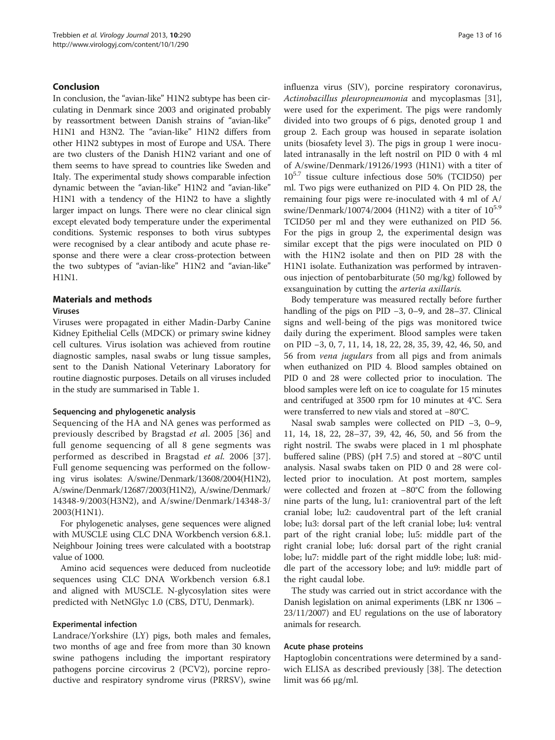## Conclusion

In conclusion, the "avian-like" H1N2 subtype has been circulating in Denmark since 2003 and originated probably by reassortment between Danish strains of "avian-like" H1N1 and H3N2. The "avian-like" H1N2 differs from other H1N2 subtypes in most of Europe and USA. There are two clusters of the Danish H1N2 variant and one of them seems to have spread to countries like Sweden and Italy. The experimental study shows comparable infection dynamic between the "avian-like" H1N2 and "avian-like" H1N1 with a tendency of the H1N2 to have a slightly larger impact on lungs. There were no clear clinical sign except elevated body temperature under the experimental conditions. Systemic responses to both virus subtypes were recognised by a clear antibody and acute phase response and there were a clear cross-protection between the two subtypes of "avian-like" H1N2 and "avian-like" H1N1.

## Materials and methods

### Viruses

Viruses were propagated in either Madin-Darby Canine Kidney Epithelial Cells (MDCK) or primary swine kidney cell cultures. Virus isolation was achieved from routine diagnostic samples, nasal swabs or lung tissue samples, sent to the Danish National Veterinary Laboratory for routine diagnostic purposes. Details on all viruses included in the study are summarised in Table 1.

### Sequencing and phylogenetic analysis

Sequencing of the HA and NA genes was performed as previously described by Bragstad *et a*l. 2005 [36] and full genome sequencing of all 8 gene segments was performed as described in Bragstad *et al.* 2006 [37]. Full genome sequencing was performed on the following virus isolates: A/swine/Denmark/13608/2004(H1N2), A/swine/Denmark/12687/2003(H1N2), A/swine/Denmark/14348-9/2003(H3N2), and A/swine/Denmark/14348-3/2003(H1N1).

For phylogenetic analyses, gene sequences were aligned with MUSCLE using CLC DNA Workbench version 6.8.1. Neighbour Joining trees were calculated with a bootstrap value of 1000.

Amino acid sequences were deduced from nucleotide sequences using CLC DNA Workbench version 6.8.1 and aligned with MUSCLE. N-glycosylation sites were predicted with NetNGlyc 1.0 (CBS, DTU, Denmark).

### Experimental infection

Landrace/Yorkshire (LY) pigs, both males and females, two months of age and free from more than 30 known swine pathogens including the important respiratory pathogens porcine circovirus 2 (PCV2), porcine reproductive and respiratory syndrome virus (PRRSV), swine influenza virus (SIV), porcine respiratory coronavirus, *Actinobacillus pleuropneumonia* and mycoplasmas [31], were used for the experiment. The pigs were randomly divided into two groups of 6 pigs, denoted group 1 and group 2. Each group was housed in separate isolation units (biosafety level 3). The pigs in group 1 were inoculated intranasally in the left nostril on PID 0 with 4 ml of A/swine/Denmark/19126/1993 (H1N1) with a titer of $10^{5.7}$ tissue culture infectious dose 50% (TCID50) per ml. Two pigs were euthanized on PID 4. On PID 28, the remaining four pigs were re-inoculated with 4 ml of A/swine/Denmark/10074/2004 (H1N2) with a titer of $10^{5.9}$ TCID50 per ml and they were euthanized on PID 56. For the pigs in group 2, the experimental design was similar except that the pigs were inoculated on PID 0 with the H1N2 isolate and then on PID 28 with the H1N1 isolate. Euthanization was performed by intravenous injection of pentobarbiturate (50 mg/kg) followed by exsanguination by cutting the *arteria axillaris.*

Body temperature was measured rectally before further handling of the pigs on PID −3, 0–9, and 28–37. Clinical signs and well-being of the pigs was monitored twice daily during the experiment. Blood samples were taken on PID −3, 0, 7, 11, 14, 18, 22, 28, 35, 39, 42, 46, 50, and 56 from *vena jugulars* from all pigs and from animals when euthanized on PID 4. Blood samples obtained on PID 0 and 28 were collected prior to inoculation. The blood samples were left on ice to coagulate for 15 minutes and centrifuged at 3500 rpm for 10 minutes at 4°C. Sera were transferred to new vials and stored at −80°C.

Nasal swab samples were collected on PID −3, 0–9, 11, 14, 18, 22, 28–37, 39, 42, 46, 50, and 56 from the right nostril. The swabs were placed in 1 ml phosphate buffered saline (PBS) (pH 7.5) and stored at −80°C until analysis. Nasal swabs taken on PID 0 and 28 were collected prior to inoculation. At post mortem, samples were collected and frozen at −80°C from the following nine parts of the lung, lu1: cranioventral part of the left cranial lobe; lu2: caudoventral part of the left cranial lobe; lu3: dorsal part of the left cranial lobe; lu4: ventral part of the right cranial lobe; lu5: middle part of the right cranial lobe; lu6: dorsal part of the right cranial lobe; lu7: middle part of the right middle lobe; lu8: middle part of the accessory lobe; and lu9: middle part of the right caudal lobe.

The study was carried out in strict accordance with the Danish legislation on animal experiments (LBK nr 1306 – 23/11/2007) and EU regulations on the use of laboratory animals for research.

### Acute phase proteins

Haptoglobin concentrations were determined by a sandwich ELISA as described previously [38]. The detection limit was 66 μg/ml.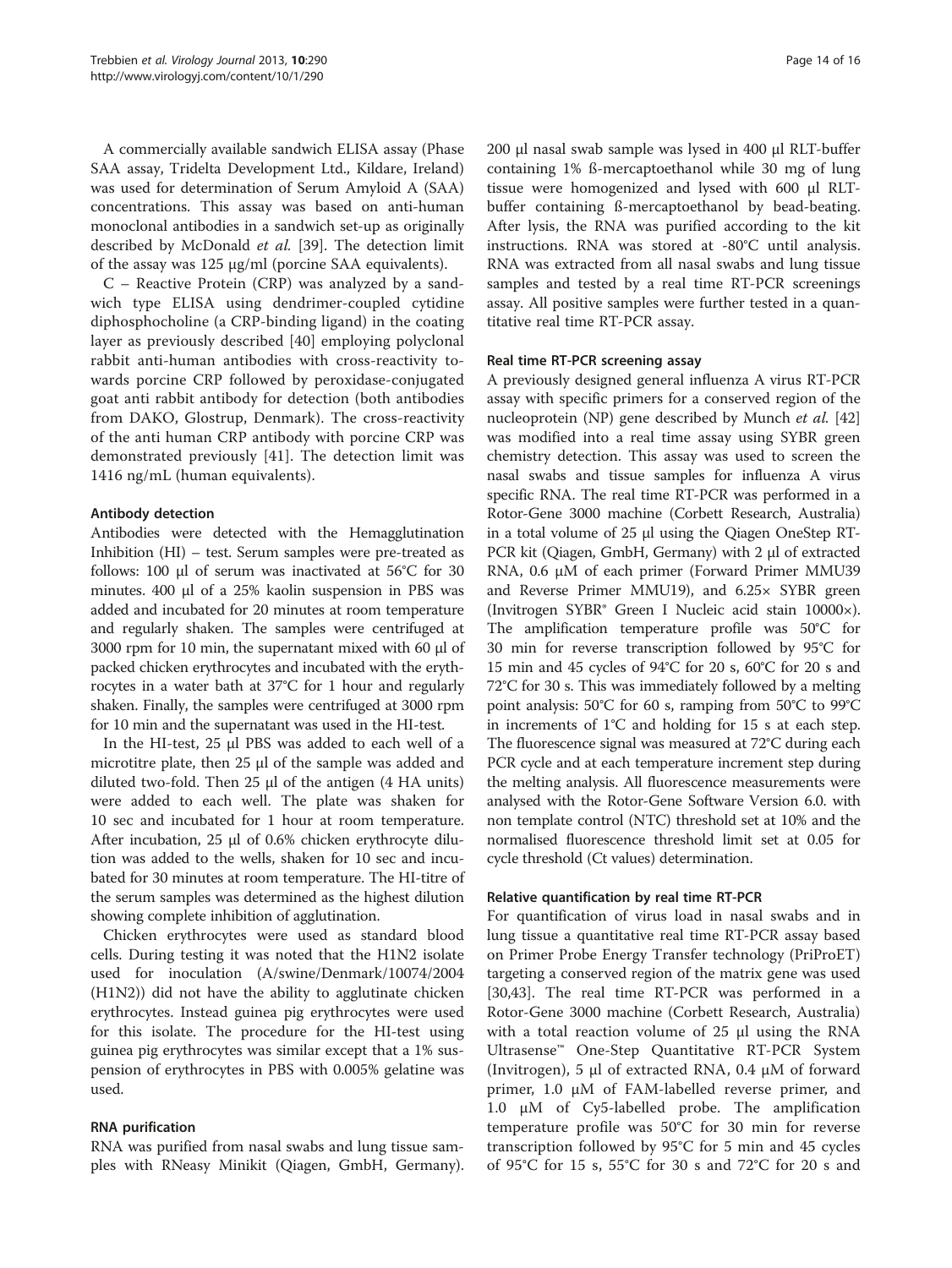A commercially available sandwich ELISA assay (Phase SAA assay, Tridelta Development Ltd., Kildare, Ireland) was used for determination of Serum Amyloid A (SAA) concentrations. This assay was based on anti-human monoclonal antibodies in a sandwich set-up as originally described by McDonald *et al.* [39]. The detection limit of the assay was 125 μg/ml (porcine SAA equivalents).

C – Reactive Protein (CRP) was analyzed by a sandwich type ELISA using dendrimer-coupled cytidine diphosphocholine (a CRP-binding ligand) in the coating layer as previously described [40] employing polyclonal rabbit anti-human antibodies with cross-reactivity towards porcine CRP followed by peroxidase-conjugated goat anti rabbit antibody for detection (both antibodies from DAKO, Glostrup, Denmark). The cross-reactivity of the anti human CRP antibody with porcine CRP was demonstrated previously [41]. The detection limit was 1416 ng/mL (human equivalents).

### Antibody detection

Antibodies were detected with the Hemagglutination Inhibition (HI) – test. Serum samples were pre-treated as follows: 100 μl of serum was inactivated at 56°C for 30 minutes. 400 μl of a 25% kaolin suspension in PBS was added and incubated for 20 minutes at room temperature and regularly shaken. The samples were centrifuged at 3000 rpm for 10 min, the supernatant mixed with 60 μl of packed chicken erythrocytes and incubated with the erythrocytes in a water bath at 37°C for 1 hour and regularly shaken. Finally, the samples were centrifuged at 3000 rpm for 10 min and the supernatant was used in the HI-test.

In the HI-test, 25 μl PBS was added to each well of a microtitre plate, then 25 μl of the sample was added and diluted two-fold. Then 25 μl of the antigen (4 HA units) were added to each well. The plate was shaken for 10 sec and incubated for 1 hour at room temperature. After incubation, 25 μl of 0.6% chicken erythrocyte dilution was added to the wells, shaken for 10 sec and incubated for 30 minutes at room temperature. The HI-titre of the serum samples was determined as the highest dilution showing complete inhibition of agglutination.

Chicken erythrocytes were used as standard blood cells. During testing it was noted that the H1N2 isolate used for inoculation (A/swine/Denmark/10074/2004 (H1N2)) did not have the ability to agglutinate chicken erythrocytes. Instead guinea pig erythrocytes were used for this isolate. The procedure for the HI-test using guinea pig erythrocytes was similar except that a 1% suspension of erythrocytes in PBS with 0.005% gelatine was used.

### RNA purification

RNA was purified from nasal swabs and lung tissue samples with RNeasy Minikit (Qiagen, GmbH, Germany). 200 μl nasal swab sample was lysed in 400 μl RLT-buffer containing 1% ß-mercaptoethanol while 30 mg of lung tissue were homogenized and lysed with 600 μl RLT-buffer containing ß-mercaptoethanol by bead-beating. After lysis, the RNA was purified according to the kit instructions. RNA was stored at -80°C until analysis. RNA was extracted from all nasal swabs and lung tissue samples and tested by a real time RT-PCR screenings assay. All positive samples were further tested in a quantitative real time RT-PCR assay.

### Real time RT-PCR screening assay

A previously designed general influenza A virus RT-PCR assay with specific primers for a conserved region of the nucleoprotein (NP) gene described by Munch *et al.* [42] was modified into a real time assay using SYBR green chemistry detection. This assay was used to screen the nasal swabs and tissue samples for influenza A virus specific RNA. The real time RT-PCR was performed in a Rotor-Gene 3000 machine (Corbett Research, Australia) in a total volume of 25 μl using the Qiagen OneStep RT-PCR kit (Qiagen, GmbH, Germany) with 2 μl of extracted RNA, 0.6 μM of each primer (Forward Primer MMU39 and Reverse Primer MMU19), and 6.25× SYBR green (Invitrogen SYBR® Green I Nucleic acid stain 10000×). The amplification temperature profile was 50°C for 30 min for reverse transcription followed by 95°C for 15 min and 45 cycles of 94°C for 20 s, 60°C for 20 s and 72°C for 30 s. This was immediately followed by a melting point analysis: 50°C for 60 s, ramping from 50°C to 99°C in increments of 1°C and holding for 15 s at each step. The fluorescence signal was measured at 72°C during each PCR cycle and at each temperature increment step during the melting analysis. All fluorescence measurements were analysed with the Rotor-Gene Software Version 6.0. with non template control (NTC) threshold set at 10% and the normalised fluorescence threshold limit set at 0.05 for cycle threshold (Ct values) determination.

### Relative quantification by real time RT-PCR

For quantification of virus load in nasal swabs and in lung tissue a quantitative real time RT-PCR assay based on Primer Probe Energy Transfer technology (PriProET) targeting a conserved region of the matrix gene was used [30,43]. The real time RT-PCR was performed in a Rotor-Gene 3000 machine (Corbett Research, Australia) with a total reaction volume of 25 μl using the RNA Ultrasense™ One-Step Quantitative RT-PCR System (Invitrogen), 5 μl of extracted RNA, 0.4 μM of forward primer, 1.0 μM of FAM-labelled reverse primer, and 1.0 μM of Cy5-labelled probe. The amplification temperature profile was 50°C for 30 min for reverse transcription followed by 95°C for 5 min and 45 cycles of 95°C for 15 s, 55°C for 30 s and 72°C for 20 s and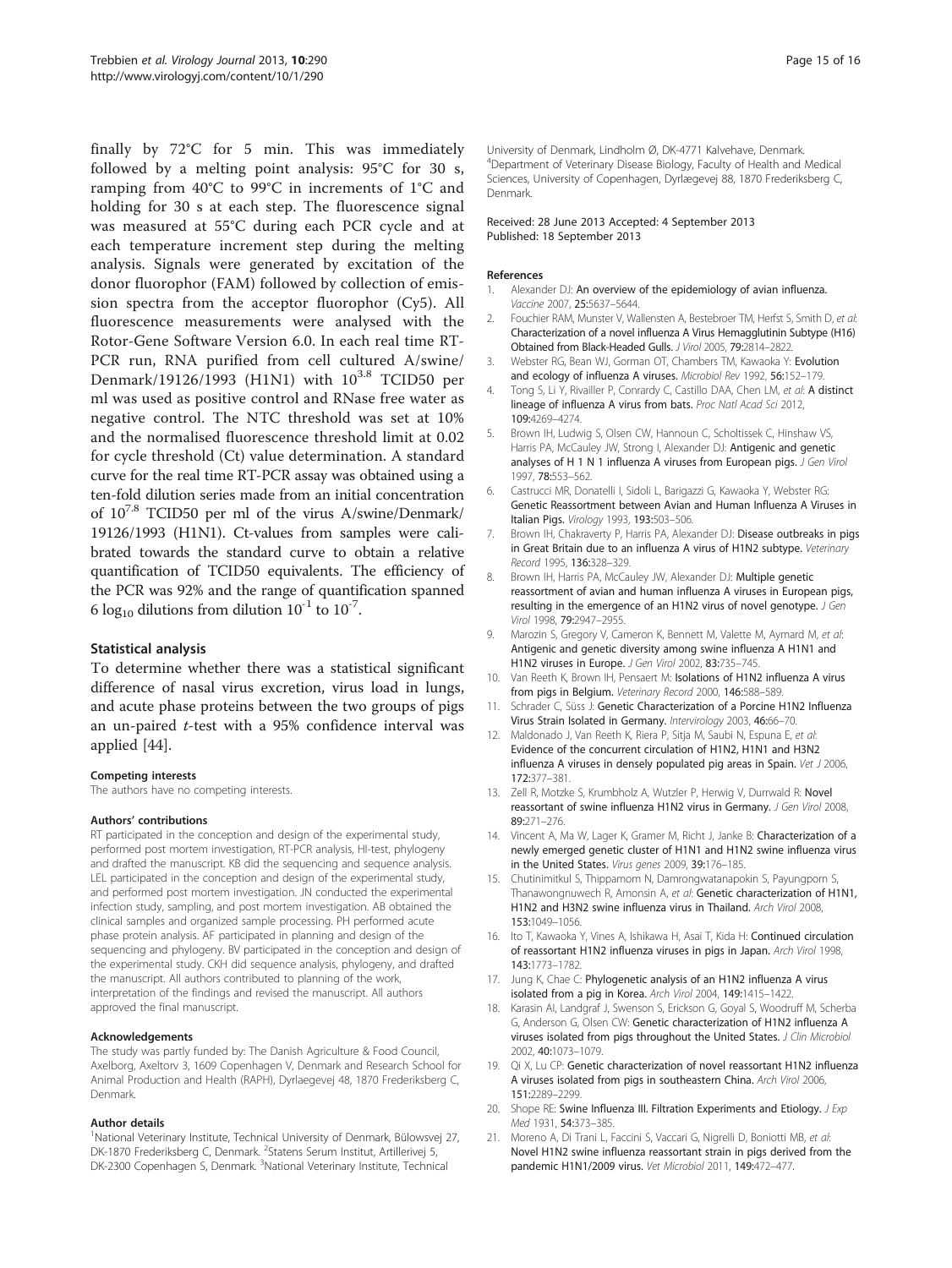finally by 72°C for 5 min. This was immediately followed by a melting point analysis: 95°C for 30 s, ramping from 40°C to 99°C in increments of 1°C and holding for 30 s at each step. The fluorescence signal was measured at 55°C during each PCR cycle and at each temperature increment step during the melting analysis. Signals were generated by excitation of the donor fluorophor (FAM) followed by collection of emission spectra from the acceptor fluorophor (Cy5). All fluorescence measurements were analysed with the Rotor-Gene Software Version 6.0. In each real time RT-PCR run, RNA purified from cell cultured A/swine/Denmark/19126/1993 (H1N1) with $10^{3.8}$ TCID50 per ml was used as positive control and RNase free water as negative control. The NTC threshold was set at 10% and the normalised fluorescence threshold limit at 0.02 for cycle threshold (Ct) value determination. A standard curve for the real time RT-PCR assay was obtained using a ten-fold dilution series made from an initial concentration of $10^{7.8}$ TCID50 per ml of the virus A/swine/Denmark/19126/1993 (H1N1). Ct-values from samples were calibrated towards the standard curve to obtain a relative quantification of TCID50 equivalents. The efficiency of the PCR was 92% and the range of quantification spanned 6 $\log_{10}$ dilutions from dilution $10^{-1}$ to $10^{-7}$.

### Statistical analysis

To determine whether there was a statistical significant difference of nasal virus excretion, virus load in lungs, and acute phase proteins between the two groups of pigs an un-paired *t*-test with a 95% confidence interval was applied [44].

#### Competing interests

The authors have no competing interests.

#### Authors' contributions

RT participated in the conception and design of the experimental study, performed post mortem investigation, RT-PCR analysis, HI-test, phylogeny and drafted the manuscript. KB did the sequencing and sequence analysis. LEL participated in the conception and design of the experimental study, and performed post mortem investigation. JN conducted the experimental infection study, sampling, and post mortem investigation. AB obtained the clinical samples and organized sample processing. PH performed acute phase protein analysis. AF participated in planning and design of the sequencing and phylogeny. BV participated in the conception and design of the experimental study. CKH did sequence analysis, phylogeny, and drafted the manuscript. All authors contributed to planning of the work, interpretation of the findings and revised the manuscript. All authors approved the final manuscript.

#### Acknowledgements

The study was partly funded by: The Danish Agriculture & Food Council, Axelborg, Axeltorv 3, 1609 Copenhagen V, Denmark and Research School for Animal Production and Health (RAPH), Dyrlaegevej 48, 1870 Frederiksberg C, Denmark.

#### Author details

[1]National Veterinary Institute, Technical University of Denmark, Bülowsvej 27, DK-1870 Frederiksberg C, Denmark. [2]Statens Serum Institut, Artillerivej 5, DK-2300 Copenhagen S, Denmark. [3]National Veterinary Institute, Technical University of Denmark, Lindholm Ø, DK-4771 Kalvehave, Denmark. [4]Department of Veterinary Disease Biology, Faculty of Health and Medical Sciences, University of Copenhagen, Dyrlægevej 88, 1870 Frederiksberg C, Denmark.

Received: 28 June 2013 Accepted: 4 September 2013
Published: 18 September 2013

#### References

1. Alexander DJ: **An overview of the epidemiology of avian influenza.** *Vaccine* 2007, **25:**5637–5644.
2. Fouchier RAM, Munster V, Wallensten A, Bestebroer TM, Herfst S, Smith D, *et al*: **Characterization of a novel influenza A Virus Hemagglutinin Subtype (H16) Obtained from Black-Headed Gulls.** *J Virol* 2005, **79:**2814–2822.
3. Webster RG, Bean WJ, Gorman OT, Chambers TM, Kawaoka Y: **Evolution and ecology of influenza A viruses.** *Microbiol Rev* 1992, **56:**152–179.
4. Tong S, Li Y, Rivailler P, Conrardy C, Castillo DAA, Chen LM, *et al*: **A distinct lineage of influenza A virus from bats.** *Proc Natl Acad Sci* 2012, **109:**4269–4274.
5. Brown IH, Ludwig S, Olsen CW, Hannoun C, Scholtissek C, Hinshaw VS, Harris PA, McCauley JW, Strong I, Alexander DJ: **Antigenic and genetic analyses of H 1 N 1 influenza A viruses from European pigs.** *J Gen Virol* 1997, **78:**553–562.
6. Castrucci MR, Donatelli I, Sidoli L, Barigazzi G, Kawaoka Y, Webster RG: **Genetic Reassortment between Avian and Human Influenza A Viruses in Italian Pigs.** *Virology* 1993, **193:**503–506.
7. Brown IH, Chakraverty P, Harris PA, Alexander DJ: **Disease outbreaks in pigs in Great Britain due to an influenza A virus of H1N2 subtype.** *Veterinary Record* 1995, **136:**328–329.
8. Brown IH, Harris PA, McCauley JW, Alexander DJ: **Multiple genetic reassortment of avian and human influenza A viruses in European pigs, resulting in the emergence of an H1N2 virus of novel genotype.** *J Gen Virol* 1998, **79:**2947–2955.
9. Marozin S, Gregory V, Cameron K, Bennett M, Valette M, Aymard M, *et al*: **Antigenic and genetic diversity among swine influenza A H1N1 and H1N2 viruses in Europe.** *J Gen Virol* 2002, **83:**735–745.
10. Van Reeth K, Brown IH, Pensaert M: **Isolations of H1N2 influenza A virus from pigs in Belgium.** *Veterinary Record* 2000, **146:**588–589.
11. Schrader C, Süss J: **Genetic Characterization of a Porcine H1N2 Influenza Virus Strain Isolated in Germany.** *Intervirology* 2003, **46:**66–70.
12. Maldonado J, Van Reeth K, Riera P, Sitja M, Saubi N, Espuna E, *et al*: **Evidence of the concurrent circulation of H1N2, H1N1 and H3N2 influenza A viruses in densely populated pig areas in Spain.** *Vet J* 2006, **172:**377–381.
13. Zell R, Motzke S, Krumbholz A, Wutzler P, Herwig V, Durrwald R: **Novel reassortant of swine influenza H1N2 virus in Germany.** *J Gen Virol* 2008, **89:**271–276.
14. Vincent A, Ma W, Lager K, Gramer M, Richt J, Janke B: **Characterization of a newly emerged genetic cluster of H1N1 and H1N2 swine influenza virus in the United States.** *Virus genes* 2009, **39:**176–185.
15. Chutinimitkul S, Thippamom N, Damrongwatanapokin S, Payungporn S, Thanawongnuwech R, Amonsin A, *et al*: **Genetic characterization of H1N1, H1N2 and H3N2 swine influenza virus in Thailand.** *Arch Virol* 2008, **153:**1049–1056.
16. Ito T, Kawaoka Y, Vines A, Ishikawa H, Asai T, Kida H: **Continued circulation of reassortant H1N2 influenza viruses in pigs in Japan.** *Arch Virol* 1998, **143:**1773–1782.
17. Jung K, Chae C: **Phylogenetic analysis of an H1N2 influenza A virus isolated from a pig in Korea.** *Arch Virol* 2004, **149:**1415–1422.
18. Karasin AI, Landgraf J, Swenson S, Erickson G, Goyal S, Woodruff M, Scherba G, Anderson G, Olsen CW: **Genetic characterization of H1N2 influenza A viruses isolated from pigs throughout the United States.** *J Clin Microbiol* 2002, **40:**1073–1079.
19. Qi X, Lu CP: **Genetic characterization of novel reassortant H1N2 influenza A viruses isolated from pigs in southeastern China.** *Arch Virol* 2006, **151:**2289–2299.
20. Shope RE: **Swine Influenza III. Filtration Experiments and Etiology.** *J Exp Med* 1931, **54:**373–385.
21. Moreno A, Di Trani L, Faccini S, Vaccari G, Nigrelli D, Boniotti MB, *et al*: **Novel H1N2 swine influenza reassortant strain in pigs derived from the pandemic H1N1/2009 virus.** *Vet Microbiol* 2011, **149:**472–477.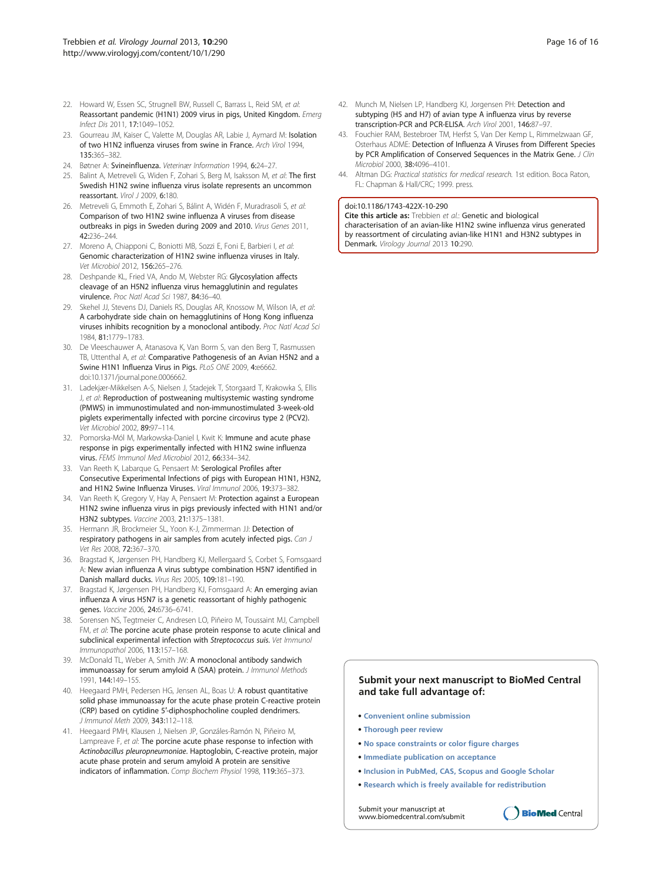22. Howard W, Essen SC, Strugnell BW, Russell C, Barrass L, Reid SM, *et al*: Reassortant pandemic (H1N1) 2009 virus in pigs, United Kingdom. *Emerg Infect Dis* 2011, **17**:1049–1052.
23. Gourreau JM, Kaiser C, Valette M, Douglas AR, Labie J, Aymard M: Isolation of two H1N2 influenza viruses from swine in France. *Arch Virol* 1994, **135**:365–382.
24. Bøtner A: Svineinfluenza. *Veterinær Information* 1994, **6**:24–27.
25. Balint A, Metreveli G, Widen F, Zohari S, Berg M, Isaksson M, *et al*: The first Swedish H1N2 swine influenza virus isolate represents an uncommon reassortant. *Virol J* 2009, **6**:180.
26. Metreveli G, Emmoth E, Zohari S, Bálint A, Widén F, Muradrasoli S, *et al*: Comparison of two H1N2 swine influenza A viruses from disease outbreaks in pigs in Sweden during 2009 and 2010. *Virus Genes* 2011, **42**:236–244.
27. Moreno A, Chiapponi C, Boniotti MB, Sozzi E, Foni E, Barbieri I, *et al*: Genomic characterization of H1N2 swine influenza viruses in Italy. *Vet Microbiol* 2012, **156**:265–276.
28. Deshpande KL, Fried VA, Ando M, Webster RG: Glycosylation affects cleavage of an H5N2 influenza virus hemagglutinin and regulates virulence. *Proc Natl Acad Sci* 1987, **84**:36–40.
29. Skehel JJ, Stevens DJ, Daniels RS, Douglas AR, Knossow M, Wilson IA, *et al*: A carbohydrate side chain on hemagglutinins of Hong Kong influenza viruses inhibits recognition by a monoclonal antibody. *Proc Natl Acad Sci* 1984, **81**:1779–1783.
30. De Vleeschauwer A, Atanasova K, Van Borm S, van den Berg T, Rasmussen TB, Uttenthal A, *et al*: Comparative Pathogenesis of an Avian H5N2 and a Swine H1N1 Influenza Virus in Pigs. *PLoS ONE* 2009, **4**:e6662. doi:10.1371/journal.pone.0006662.
31. Ladekjær-Mikkelsen A-S, Nielsen J, Stadejek T, Storgaard T, Krakowka S, Ellis J, *et al*: Reproduction of postweaning multisystemic wasting syndrome (PMWS) in immunostimulated and non-immunostimulated 3-week-old piglets experimentally infected with porcine circovirus type 2 (PCV2). *Vet Microbiol* 2002, **89**:97–114.
32. Pomorska-Mól M, Markowska-Daniel I, Kwit K: Immune and acute phase response in pigs experimentally infected with H1N2 swine influenza virus. *FEMS Immunol Med Microbiol* 2012, **66**:334–342.
33. Van Reeth K, Labarque G, Pensaert M: Serological Profiles after Consecutive Experimental Infections of pigs with European H1N1, H3N2, and H1N2 Swine Influenza Viruses. *Viral Immunol* 2006, **19**:373–382.
34. Van Reeth K, Gregory V, Hay A, Pensaert M: Protection against a European H1N2 swine influenza virus in pigs previously infected with H1N1 and/or H3N2 subtypes. *Vaccine* 2003, **21**:1375–1381.
35. Hermann JR, Brockmeier SL, Yoon K-J, Zimmerman JJ: Detection of respiratory pathogens in air samples from acutely infected pigs. *Can J Vet Res* 2008, **72**:367–370.
36. Bragstad K, Jørgensen PH, Handberg KJ, Mellergaard S, Corbet S, Fomsgaard A: New avian influenza A virus subtype combination H5N7 identified in Danish mallard ducks. *Virus Res* 2005, **109**:181–190.
37. Bragstad K, Jørgensen PH, Handberg KJ, Fomsgaard A: An emerging avian influenza A virus H5N7 is a genetic reassortant of highly pathogenic genes. *Vaccine* 2006, **24**:6736–6741.
38. Sorensen NS, Tegtmeier C, Andresen LO, Piñeiro M, Toussaint MJ, Campbell FM, *et al*: The porcine acute phase protein response to acute clinical and subclinical experimental infection with *Streptococcus suis*. *Vet Immunol Immunopathol* 2006, **113**:157–168.
39. McDonald TL, Weber A, Smith JW: A monoclonal antibody sandwich immunoassay for serum amyloid A (SAA) protein. *J Immunol Methods* 1991, **144**:149–155.
40. Heegaard PMH, Pedersen HG, Jensen AL, Boas U: A robust quantitative solid phase immunoassay for the acute phase protein C-reactive protein (CRP) based on cytidine 5′-diphosphocholine coupled dendrimers. *J Immunol Meth* 2009, **343**:112–118.
41. Heegaard PMH, Klausen J, Nielsen JP, Gonzáles-Ramón N, Piñeiro M, Lampreave F, *et al*: The porcine acute phase response to infection with *Actinobacillus pleuropneumoniae*. Haptoglobin, C-reactive protein, major acute phase protein and serum amyloid A protein are sensitive indicators of inflammation. *Comp Biochem Physiol* 1998, **119**:365–373.
42. Munch M, Nielsen LP, Handberg KJ, Jorgensen PH: Detection and subtyping (H5 and H7) of avian type A influenza virus by reverse transcription-PCR and PCR-ELISA. *Arch Virol* 2001, **146**:87–97.
43. Fouchier RAM, Bestebroer TM, Herfst S, Van Der Kemp L, Rimmelzwaan GF, Osterhaus ADME: Detection of Influenza A Viruses from Different Species by PCR Amplification of Conserved Sequences in the Matrix Gene. *J Clin Microbiol* 2000, **38**:4096–4101.
44. Altman DG: *Practical statistics for medical research*. 1st edition. Boca Raton, FL: Chapman & Hall/CRC; 1999. press.

doi:10.1186/1743-422X-10-290

**Cite this article as:** Trebbien *et al.*: Genetic and biological characterisation of an avian-like H1N2 swine influenza virus generated by reassortment of circulating avian-like H1N1 and H3N2 subtypes in Denmark. *Virology Journal* 2013 **10**:290.

**Submit your next manuscript to BioMed Central and take full advantage of:**

- **Convenient online submission**
- **Thorough peer review**
- **No space constraints or color figure charges**
- **Immediate publication on acceptance**
- **Inclusion in PubMed, CAS, Scopus and Google Scholar**
- **Research which is freely available for redistribution**

Submit your manuscript at
www.biomedcentral.com/submit

BioMed Central